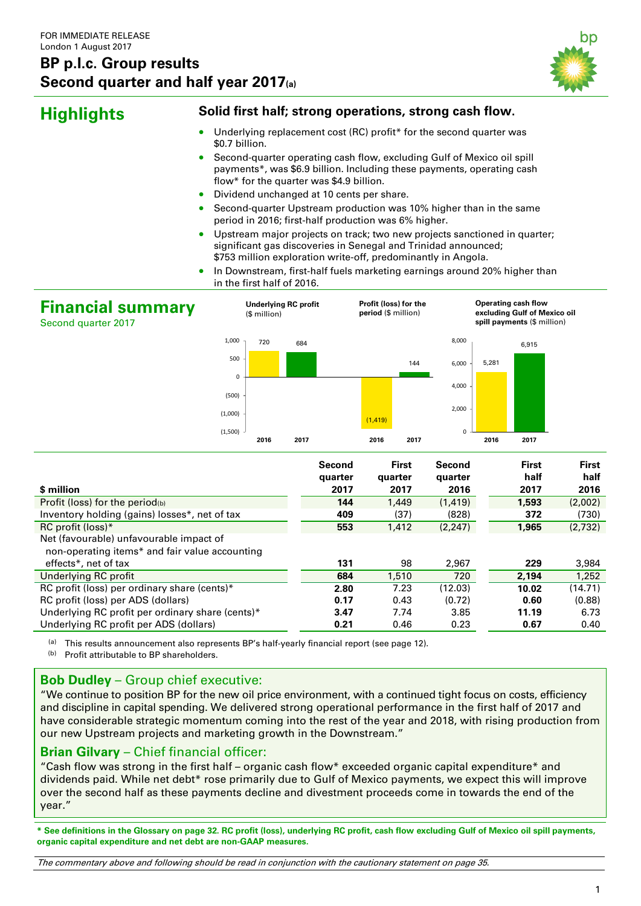FOR IMMEDIATE RELEASE
London 1 August 2017

# BP p.l.c. Group results
# Second quarter and half year 2017[(a)]

## Highlights

**Solid first half; strong operations, strong cash flow.**

- Underlying replacement cost (RC) profit* for the second quarter was $0.7 billion.
- Second-quarter operating cash flow, excluding Gulf of Mexico oil spill payments*, was $6.9 billion. Including these payments, operating cash flow* for the quarter was $4.9 billion.
- Dividend unchanged at 10 cents per share.
- Second-quarter Upstream production was 10% higher than in the same period in 2016; first-half production was 6% higher.
- Upstream major projects on track; two new projects sanctioned in quarter; significant gas discoveries in Senegal and Trinidad announced; $753 million exploration write-off, predominantly in Angola.
- In Downstream, first-half fuels marketing earnings around 20% higher than in the first half of 2016.

## Financial summary

Second quarter 2017

**Underlying RC profit** ($ million)

| | 2016 | 2017 |
|---|---|---|
| Underlying RC profit | 720 | 684 |

**Profit (loss) for the period** ($ million)

| | 2016 | 2017 |
|---|---|---|
| Profit (loss) for the period | (1,419) | 144 |

**Operating cash flow excluding Gulf of Mexico oil spill payments** ($ million)

| | 2016 | 2017 |
|---|---|---|
| Operating cash flow excluding Gulf of Mexico oil spill payments | 5,281 | 6,915 |

| $ million | Second quarter 2017 | First quarter 2017 | Second quarter 2016 | First half 2017 | First half 2016 |
|---|---|---|---|---|---|
| Profit (loss) for the period[(b)] | **144** | 1,449 | (1,419) | **1,593** | (2,002) |
| Inventory holding (gains) losses*, net of tax | **409** | (37) | (828) | **372** | (730) |
| RC profit (loss)* | **553** | 1,412 | (2,247) | **1,965** | (2,732) |
| Net (favourable) unfavourable impact of non-operating items* and fair value accounting effects*, net of tax | **131** | 98 | 2,967 | **229** | 3,984 |
| Underlying RC profit | **684** | 1,510 | 720 | **2,194** | 1,252 |
| RC profit (loss) per ordinary share (cents)* | **2.80** | 7.23 | (12.03) | **10.02** | (14.71) |
| RC profit (loss) per ADS (dollars) | **0.17** | 0.43 | (0.72) | **0.60** | (0.88) |
| Underlying RC profit per ordinary share (cents)* | **3.47** | 7.74 | 3.85 | **11.19** | 6.73 |
| Underlying RC profit per ADS (dollars) | **0.21** | 0.46 | 0.23 | **0.67** | 0.40 |

(a) This results announcement also represents BP's half-yearly financial report (see page 12).
(b) Profit attributable to BP shareholders.

### Bob Dudley – Group chief executive:

"We continue to position BP for the new oil price environment, with a continued tight focus on costs, efficiency and discipline in capital spending. We delivered strong operational performance in the first half of 2017 and have considerable strategic momentum coming into the rest of the year and 2018, with rising production from our new Upstream projects and marketing growth in the Downstream."

### Brian Gilvary – Chief financial officer:

"Cash flow was strong in the first half – organic cash flow* exceeded organic capital expenditure* and dividends paid. While net debt* rose primarily due to Gulf of Mexico payments, we expect this will improve over the second half as these payments decline and divestment proceeds come in towards the end of the year."

**\* See definitions in the Glossary on page 32. RC profit (loss), underlying RC profit, cash flow excluding Gulf of Mexico oil spill payments, organic capital expenditure and net debt are non-GAAP measures.**

*The commentary above and following should be read in conjunction with the cautionary statement on page 35.*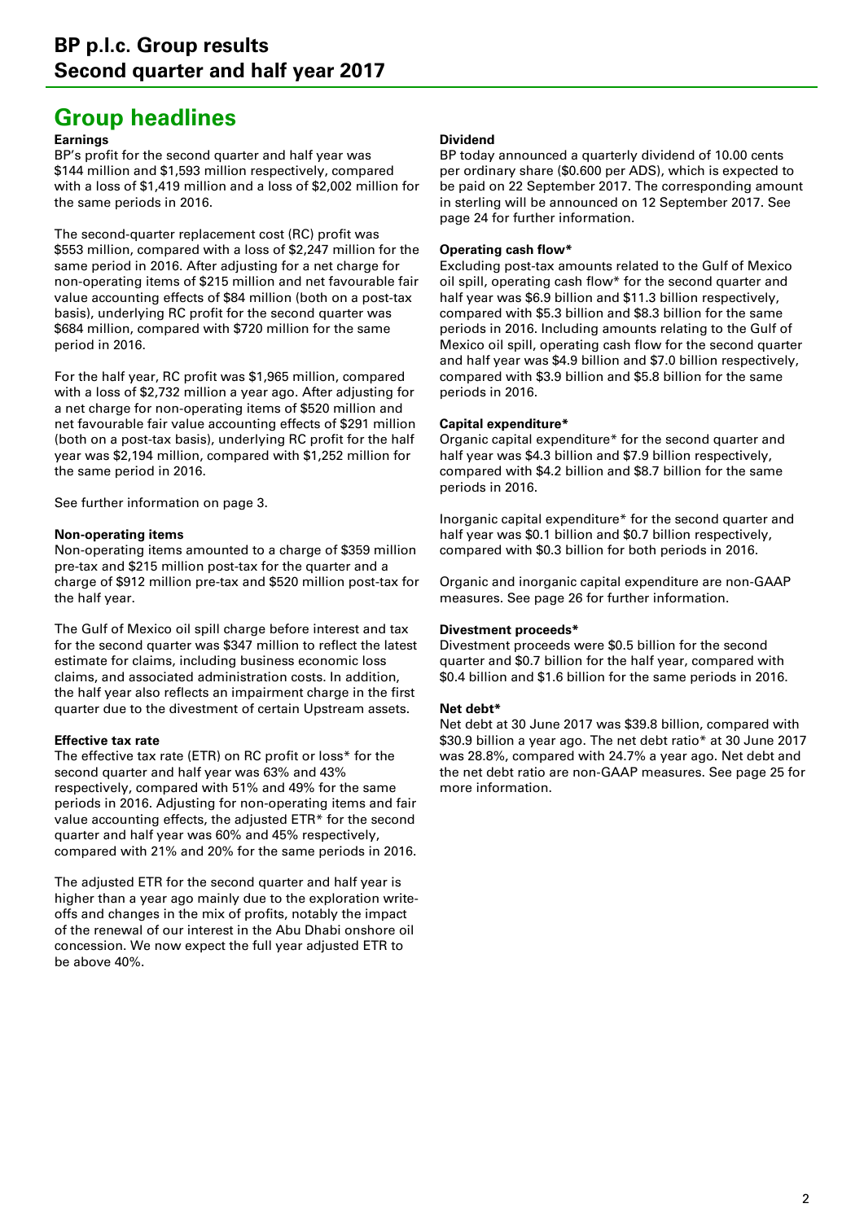# BP p.l.c. Group results
# Second quarter and half year 2017

## Group headlines

**Earnings**

BP's profit for the second quarter and half year was $144 million and $1,593 million respectively, compared with a loss of $1,419 million and a loss of $2,002 million for the same periods in 2016.

The second-quarter replacement cost (RC) profit was $553 million, compared with a loss of $2,247 million for the same period in 2016. After adjusting for a net charge for non-operating items of $215 million and net favourable fair value accounting effects of $84 million (both on a post-tax basis), underlying RC profit for the second quarter was $684 million, compared with $720 million for the same period in 2016.

For the half year, RC profit was $1,965 million, compared with a loss of $2,732 million a year ago. After adjusting for a net charge for non-operating items of $520 million and net favourable fair value accounting effects of $291 million (both on a post-tax basis), underlying RC profit for the half year was $2,194 million, compared with $1,252 million for the same period in 2016.

See further information on page 3.

**Non-operating items**

Non-operating items amounted to a charge of $359 million pre-tax and $215 million post-tax for the quarter and a charge of $912 million pre-tax and $520 million post-tax for the half year.

The Gulf of Mexico oil spill charge before interest and tax for the second quarter was $347 million to reflect the latest estimate for claims, including business economic loss claims, and associated administration costs. In addition, the half year also reflects an impairment charge in the first quarter due to the divestment of certain Upstream assets.

**Effective tax rate**

The effective tax rate (ETR) on RC profit or loss* for the second quarter and half year was 63% and 43% respectively, compared with 51% and 49% for the same periods in 2016. Adjusting for non-operating items and fair value accounting effects, the adjusted ETR* for the second quarter and half year was 60% and 45% respectively, compared with 21% and 20% for the same periods in 2016.

The adjusted ETR for the second quarter and half year is higher than a year ago mainly due to the exploration write-offs and changes in the mix of profits, notably the impact of the renewal of our interest in the Abu Dhabi onshore oil concession. We now expect the full year adjusted ETR to be above 40%.

**Dividend**

BP today announced a quarterly dividend of 10.00 cents per ordinary share ($0.600 per ADS), which is expected to be paid on 22 September 2017. The corresponding amount in sterling will be announced on 12 September 2017. See page 24 for further information.

**Operating cash flow***

Excluding post-tax amounts related to the Gulf of Mexico oil spill, operating cash flow* for the second quarter and half year was $6.9 billion and $11.3 billion respectively, compared with $5.3 billion and $8.3 billion for the same periods in 2016. Including amounts relating to the Gulf of Mexico oil spill, operating cash flow for the second quarter and half year was $4.9 billion and $7.0 billion respectively, compared with $3.9 billion and $5.8 billion for the same periods in 2016.

**Capital expenditure***

Organic capital expenditure* for the second quarter and half year was $4.3 billion and $7.9 billion respectively, compared with $4.2 billion and $8.7 billion for the same periods in 2016.

Inorganic capital expenditure* for the second quarter and half year was $0.1 billion and $0.7 billion respectively, compared with $0.3 billion for both periods in 2016.

Organic and inorganic capital expenditure are non-GAAP measures. See page 26 for further information.

**Divestment proceeds***

Divestment proceeds were $0.5 billion for the second quarter and $0.7 billion for the half year, compared with $0.4 billion and $1.6 billion for the same periods in 2016.

**Net debt***

Net debt at 30 June 2017 was $39.8 billion, compared with $30.9 billion a year ago. The net debt ratio* at 30 June 2017 was 28.8%, compared with 24.7% a year ago. Net debt and the net debt ratio are non-GAAP measures. See page 25 for more information.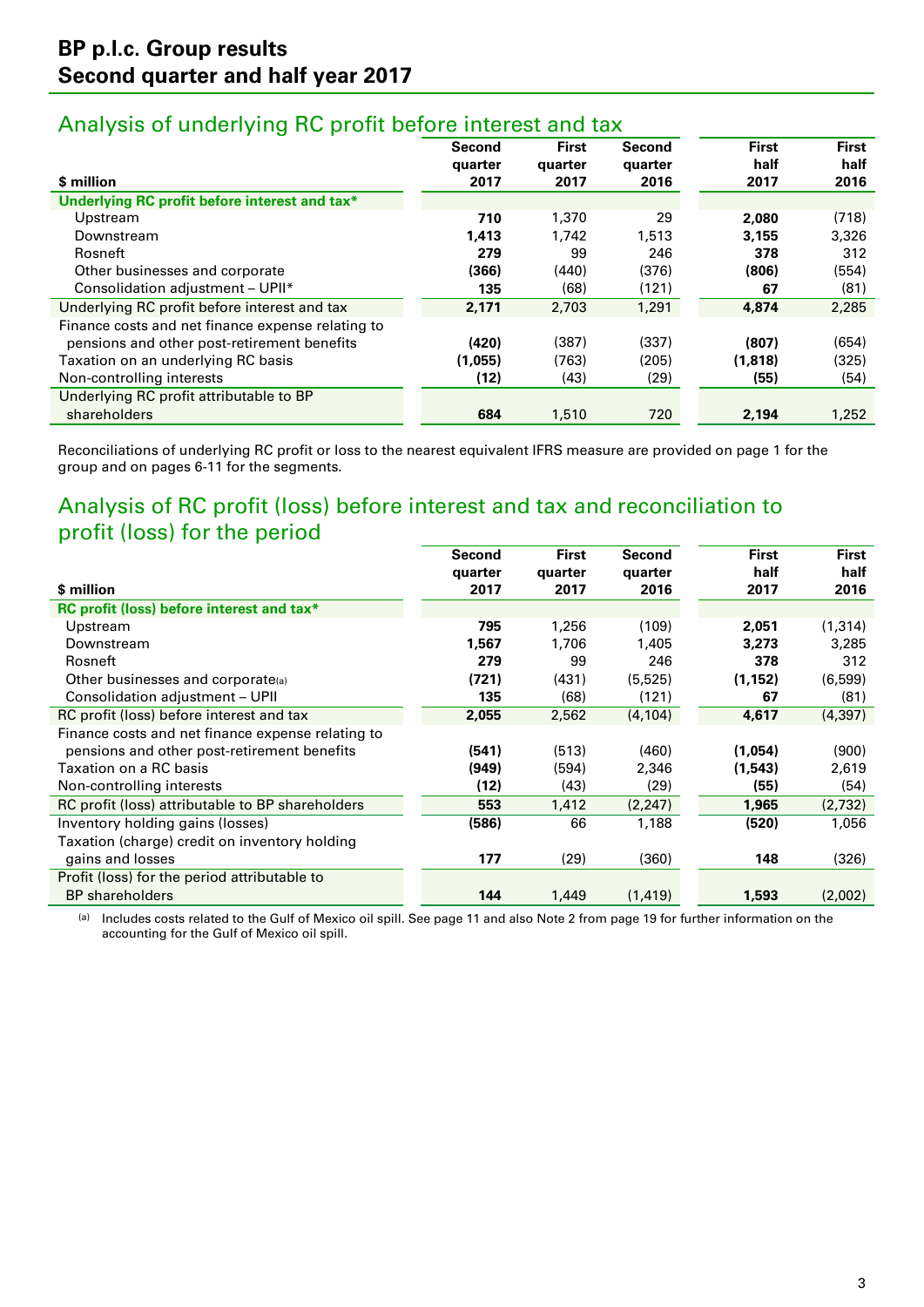## Analysis of underlying RC profit before interest and tax

| $ million | Second quarter 2017 | First quarter 2017 | Second quarter 2016 | First half 2017 | First half 2016 |
|---|---|---|---|---|---|
| **Underlying RC profit before interest and tax*** | | | | | |
| Upstream | **710** | 1,370 | 29 | **2,080** | (718) |
| Downstream | **1,413** | 1,742 | 1,513 | **3,155** | 3,326 |
| Rosneft | **279** | 99 | 246 | **378** | 312 |
| Other businesses and corporate | **(366)** | (440) | (376) | **(806)** | (554) |
| Consolidation adjustment – UPII* | **135** | (68) | (121) | **67** | (81) |
| Underlying RC profit before interest and tax | **2,171** | 2,703 | 1,291 | **4,874** | 2,285 |
| Finance costs and net finance expense relating to pensions and other post-retirement benefits | **(420)** | (387) | (337) | **(807)** | (654) |
| Taxation on an underlying RC basis | **(1,055)** | (763) | (205) | **(1,818)** | (325) |
| Non-controlling interests | **(12)** | (43) | (29) | **(55)** | (54) |
| Underlying RC profit attributable to BP shareholders | **684** | 1,510 | 720 | **2,194** | 1,252 |

Reconciliations of underlying RC profit or loss to the nearest equivalent IFRS measure are provided on page 1 for the group and on pages 6-11 for the segments.

## Analysis of RC profit (loss) before interest and tax and reconciliation to profit (loss) for the period

| $ million | Second quarter 2017 | First quarter 2017 | Second quarter 2016 | First half 2017 | First half 2016 |
|---|---|---|---|---|---|
| **RC profit (loss) before interest and tax*** | | | | | |
| Upstream | **795** | 1,256 | (109) | **2,051** | (1,314) |
| Downstream | **1,567** | 1,706 | 1,405 | **3,273** | 3,285 |
| Rosneft | **279** | 99 | 246 | **378** | 312 |
| Other businesses and corporate[a] | **(721)** | (431) | (5,525) | **(1,152)** | (6,599) |
| Consolidation adjustment – UPII | **135** | (68) | (121) | **67** | (81) |
| RC profit (loss) before interest and tax | **2,055** | 2,562 | (4,104) | **4,617** | (4,397) |
| Finance costs and net finance expense relating to pensions and other post-retirement benefits | **(541)** | (513) | (460) | **(1,054)** | (900) |
| Taxation on a RC basis | **(949)** | (594) | 2,346 | **(1,543)** | 2,619 |
| Non-controlling interests | **(12)** | (43) | (29) | **(55)** | (54) |
| RC profit (loss) attributable to BP shareholders | **553** | 1,412 | (2,247) | **1,965** | (2,732) |
| Inventory holding gains (losses) | **(586)** | 66 | 1,188 | **(520)** | 1,056 |
| Taxation (charge) credit on inventory holding gains and losses | **177** | (29) | (360) | **148** | (326) |
| Profit (loss) for the period attributable to BP shareholders | **144** | 1,449 | (1,419) | **1,593** | (2,002) |

[a] Includes costs related to the Gulf of Mexico oil spill. See page 11 and also Note 2 from page 19 for further information on the accounting for the Gulf of Mexico oil spill.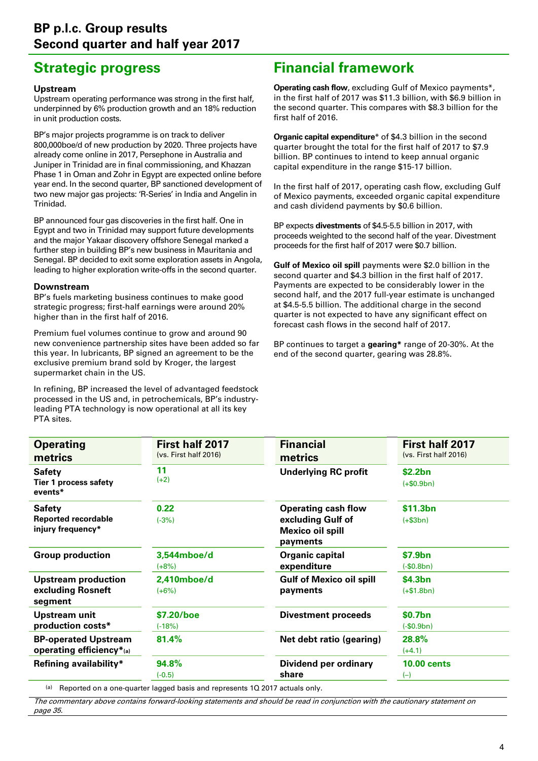# BP p.l.c. Group results
## Second quarter and half year 2017

## Strategic progress

### Upstream

Upstream operating performance was strong in the first half, underpinned by 6% production growth and an 18% reduction in unit production costs.

BP's major projects programme is on track to deliver 800,000boe/d of new production by 2020. Three projects have already come online in 2017, Persephone in Australia and Juniper in Trinidad are in final commissioning, and Khazzan Phase 1 in Oman and Zohr in Egypt are expected online before year end. In the second quarter, BP sanctioned development of two new major gas projects: 'R-Series' in India and Angelin in Trinidad.

BP announced four gas discoveries in the first half. One in Egypt and two in Trinidad may support future developments and the major Yakaar discovery offshore Senegal marked a further step in building BP's new business in Mauritania and Senegal. BP decided to exit some exploration assets in Angola, leading to higher exploration write-offs in the second quarter.

### Downstream

BP's fuels marketing business continues to make good strategic progress; first-half earnings were around 20% higher than in the first half of 2016.

Premium fuel volumes continue to grow and around 90 new convenience partnership sites have been added so far this year. In lubricants, BP signed an agreement to be the exclusive premium brand sold by Kroger, the largest supermarket chain in the US.

In refining, BP increased the level of advantaged feedstock processed in the US and, in petrochemicals, BP's industry-leading PTA technology is now operational at all its key PTA sites.

## Financial framework

**Operating cash flow**, excluding Gulf of Mexico payments*, in the first half of 2017 was $11.3 billion, with $6.9 billion in the second quarter. This compares with $8.3 billion for the first half of 2016.

**Organic capital expenditure*** of $4.3 billion in the second quarter brought the total for the first half of 2017 to $7.9 billion. BP continues to intend to keep annual organic capital expenditure in the range $15-17 billion.

In the first half of 2017, operating cash flow, excluding Gulf of Mexico payments, exceeded organic capital expenditure and cash dividend payments by $0.6 billion.

BP expects **divestments** of $4.5-5.5 billion in 2017, with proceeds weighted to the second half of the year. Divestment proceeds for the first half of 2017 were $0.7 billion.

**Gulf of Mexico oil spill** payments were $2.0 billion in the second quarter and $4.3 billion in the first half of 2017. Payments are expected to be considerably lower in the second half, and the 2017 full-year estimate is unchanged at $4.5-5.5 billion. The additional charge in the second quarter is not expected to have any significant effect on forecast cash flows in the second half of 2017.

BP continues to target a **gearing*** range of 20-30%. At the end of the second quarter, gearing was 28.8%.

| Operating metrics | First half 2017 (vs. First half 2016) |
|---|---|
| **Safety** Tier 1 process safety events* | **11** (+2) |
| **Safety** Reported recordable injury frequency* | **0.22** (-3%) |
| **Group production** | **3,544mboe/d** (+8%) |
| **Upstream production excluding Rosneft segment** | **2,410mboe/d** (+6%) |
| **Upstream unit production costs*** | **$7.20/boe** (-18%) |
| **BP-operated Upstream operating efficiency***[(a)] | **81.4%** |
| **Refining availability*** | **94.8%** (-0.5) |

| Financial metrics | First half 2017 (vs. First half 2016) |
|---|---|
| **Underlying RC profit** | **$2.2bn** (+$0.9bn) |
| **Operating cash flow excluding Gulf of Mexico oil spill payments** | **$11.3bn** (+$3bn) |
| **Organic capital expenditure** | **$7.9bn** (-$0.8bn) |
| **Gulf of Mexico oil spill payments** | **$4.3bn** (+$1.8bn) |
| **Divestment proceeds** | **$0.7bn** (-$0.9bn) |
| **Net debt ratio (gearing)** | **28.8%** (+4.1) |
| **Dividend per ordinary share** | **10.00 cents** (–) |

(a) Reported on a one-quarter lagged basis and represents 1Q 2017 actuals only.

*The commentary above contains forward-looking statements and should be read in conjunction with the cautionary statement on page 35.*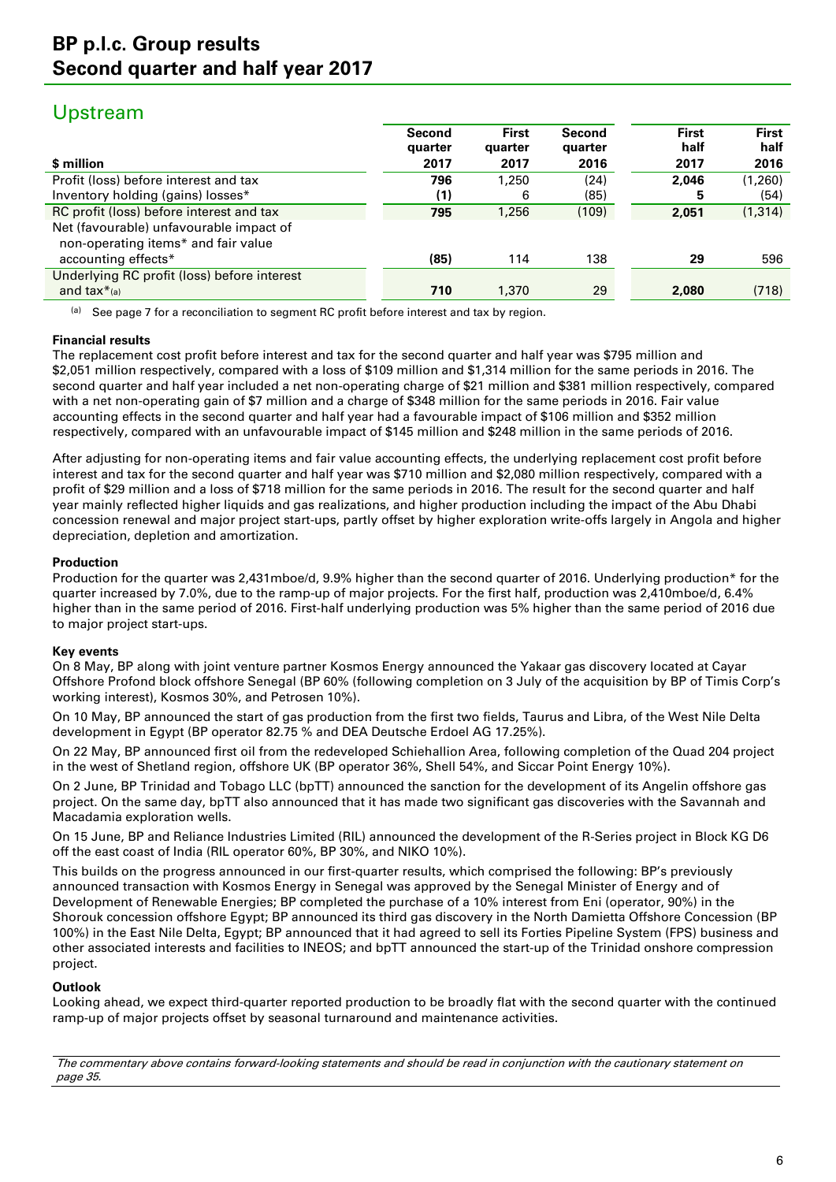# Upstream

| $ million | Second quarter 2017 | First quarter 2017 | Second quarter 2016 | First half 2017 | First half 2016 |
|---|---|---|---|---|---|
| Profit (loss) before interest and tax | **796** | 1,250 | (24) | **2,046** | (1,260) |
| Inventory holding (gains) losses* | **(1)** | 6 | (85) | **5** | (54) |
| RC profit (loss) before interest and tax | **795** | 1,256 | (109) | **2,051** | (1,314) |
| Net (favourable) unfavourable impact of non-operating items* and fair value accounting effects* | **(85)** | 114 | 138 | **29** | 596 |
| Underlying RC profit (loss) before interest and tax*(a) | **710** | 1,370 | 29 | **2,080** | (718) |

(a) See page 7 for a reconciliation to segment RC profit before interest and tax by region.

**Financial results**

The replacement cost profit before interest and tax for the second quarter and half year was $795 million and $2,051 million respectively, compared with a loss of $109 million and $1,314 million for the same periods in 2016. The second quarter and half year included a net non-operating charge of $21 million and $381 million respectively, compared with a net non-operating gain of $7 million and a charge of $348 million for the same periods in 2016. Fair value accounting effects in the second quarter and half year had a favourable impact of $106 million and $352 million respectively, compared with an unfavourable impact of $145 million and $248 million in the same periods of 2016.

After adjusting for non-operating items and fair value accounting effects, the underlying replacement cost profit before interest and tax for the second quarter and half year was $710 million and $2,080 million respectively, compared with a profit of $29 million and a loss of $718 million for the same periods in 2016. The result for the second quarter and half year mainly reflected higher liquids and gas realizations, and higher production including the impact of the Abu Dhabi concession renewal and major project start-ups, partly offset by higher exploration write-offs largely in Angola and higher depreciation, depletion and amortization.

**Production**

Production for the quarter was 2,431mboe/d, 9.9% higher than the second quarter of 2016. Underlying production* for the quarter increased by 7.0%, due to the ramp-up of major projects. For the first half, production was 2,410mboe/d, 6.4% higher than in the same period of 2016. First-half underlying production was 5% higher than the same period of 2016 due to major project start-ups.

**Key events**

On 8 May, BP along with joint venture partner Kosmos Energy announced the Yakaar gas discovery located at Cayar Offshore Profond block offshore Senegal (BP 60% (following completion on 3 July of the acquisition by BP of Timis Corp's working interest), Kosmos 30%, and Petrosen 10%).

On 10 May, BP announced the start of gas production from the first two fields, Taurus and Libra, of the West Nile Delta development in Egypt (BP operator 82.75 % and DEA Deutsche Erdoel AG 17.25%).

On 22 May, BP announced first oil from the redeveloped Schiehallion Area, following completion of the Quad 204 project in the west of Shetland region, offshore UK (BP operator 36%, Shell 54%, and Siccar Point Energy 10%).

On 2 June, BP Trinidad and Tobago LLC (bpTT) announced the sanction for the development of its Angelin offshore gas project. On the same day, bpTT also announced that it has made two significant gas discoveries with the Savannah and Macadamia exploration wells.

On 15 June, BP and Reliance Industries Limited (RIL) announced the development of the R-Series project in Block KG D6 off the east coast of India (RIL operator 60%, BP 30%, and NIKO 10%).

This builds on the progress announced in our first-quarter results, which comprised the following: BP's previously announced transaction with Kosmos Energy in Senegal was approved by the Senegal Minister of Energy and of Development of Renewable Energies; BP completed the purchase of a 10% interest from Eni (operator, 90%) in the Shorouk concession offshore Egypt; BP announced its third gas discovery in the North Damietta Offshore Concession (BP 100%) in the East Nile Delta, Egypt; BP announced that it had agreed to sell its Forties Pipeline System (FPS) business and other associated interests and facilities to INEOS; and bpTT announced the start-up of the Trinidad onshore compression project.

**Outlook**

Looking ahead, we expect third-quarter reported production to be broadly flat with the second quarter with the continued ramp-up of major projects offset by seasonal turnaround and maintenance activities.

*The commentary above contains forward-looking statements and should be read in conjunction with the cautionary statement on page 35.*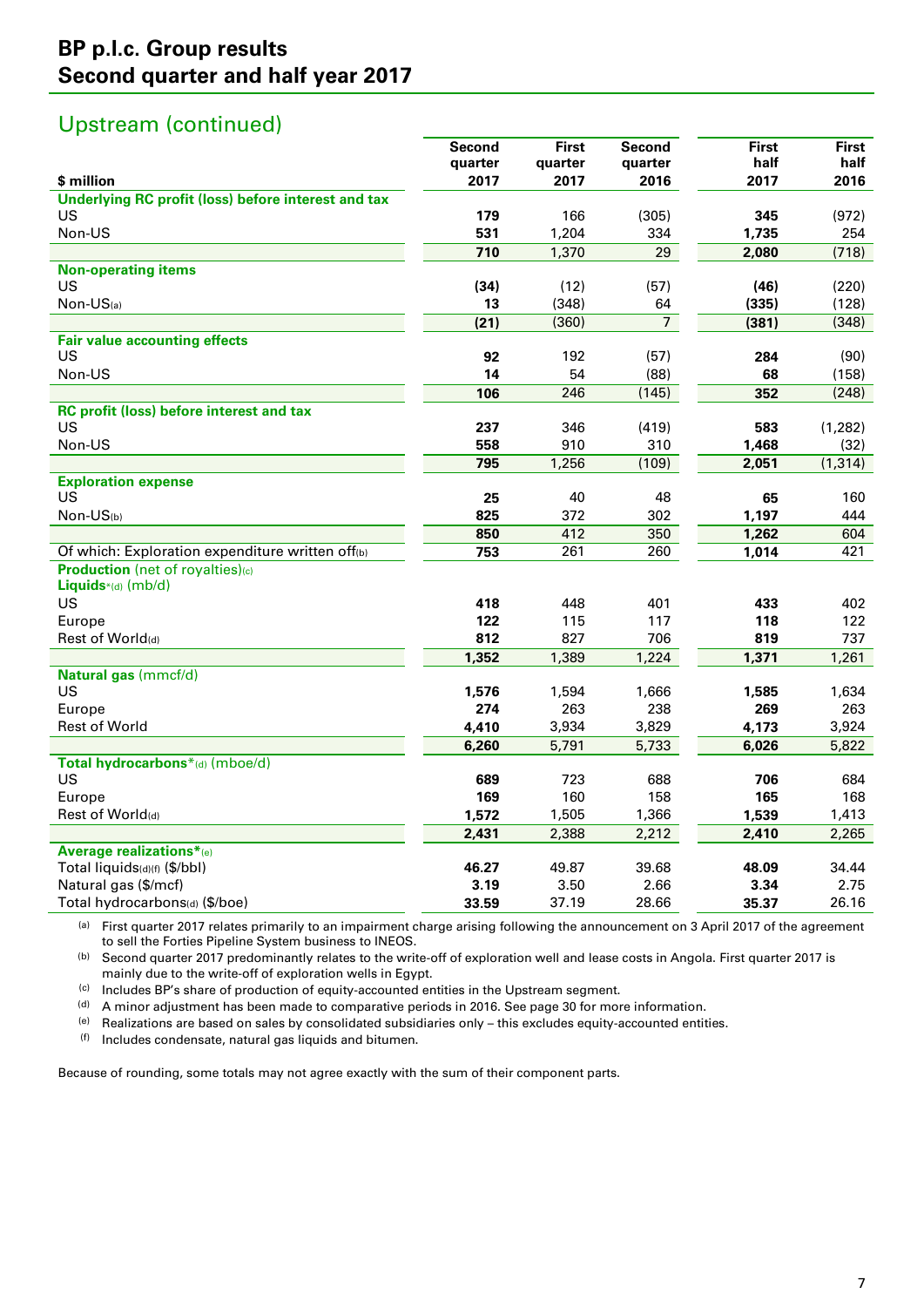# BP p.l.c. Group results
# Second quarter and half year 2017

## Upstream (continued)

| $ million | Second quarter 2017 | First quarter 2017 | Second quarter 2016 | First half 2017 | First half 2016 |
|---|---|---|---|---|---|
| **Underlying RC profit (loss) before interest and tax** | | | | | |
| US | **179** | 166 | (305) | **345** | (972) |
| Non-US | **531** | 1,204 | 334 | **1,735** | 254 |
| | **710** | 1,370 | 29 | **2,080** | (718) |
| **Non-operating items** | | | | | |
| US | **(34)** | (12) | (57) | **(46)** | (220) |
| Non-US[(a)] | **13** | (348) | 64 | **(335)** | (128) |
| | **(21)** | (360) | 7 | **(381)** | (348) |
| **Fair value accounting effects** | | | | | |
| US | **92** | 192 | (57) | **284** | (90) |
| Non-US | **14** | 54 | (88) | **68** | (158) |
| | **106** | 246 | (145) | **352** | (248) |
| **RC profit (loss) before interest and tax** | | | | | |
| US | **237** | 346 | (419) | **583** | (1,282) |
| Non-US | **558** | 910 | 310 | **1,468** | (32) |
| | **795** | 1,256 | (109) | **2,051** | (1,314) |
| **Exploration expense** | | | | | |
| US | **25** | 40 | 48 | **65** | 160 |
| Non-US[(b)] | **825** | 372 | 302 | **1,197** | 444 |
| | **850** | 412 | 350 | **1,262** | 604 |
| Of which: Exploration expenditure written off[(b)] | **753** | 261 | 260 | **1,014** | 421 |
| **Production** (net of royalties)[(c)] | | | | | |
| **Liquids***[(d)] (mb/d) | | | | | |
| US | **418** | 448 | 401 | **433** | 402 |
| Europe | **122** | 115 | 117 | **118** | 122 |
| Rest of World[(d)] | **812** | 827 | 706 | **819** | 737 |
| | **1,352** | 1,389 | 1,224 | **1,371** | 1,261 |
| **Natural gas** (mmcf/d) | | | | | |
| US | **1,576** | 1,594 | 1,666 | **1,585** | 1,634 |
| Europe | **274** | 263 | 238 | **269** | 263 |
| Rest of World | **4,410** | 3,934 | 3,829 | **4,173** | 3,924 |
| | **6,260** | 5,791 | 5,733 | **6,026** | 5,822 |
| **Total hydrocarbons***[(d)] (mboe/d) | | | | | |
| US | **689** | 723 | 688 | **706** | 684 |
| Europe | **169** | 160 | 158 | **165** | 168 |
| Rest of World[(d)] | **1,572** | 1,505 | 1,366 | **1,539** | 1,413 |
| | **2,431** | 2,388 | 2,212 | **2,410** | 2,265 |
| **Average realizations***[(e)] | | | | | |
| Total liquids[(d)(f)] ($/bbl) | **46.27** | 49.87 | 39.68 | **48.09** | 34.44 |
| Natural gas ($/mcf) | **3.19** | 3.50 | 2.66 | **3.34** | 2.75 |
| Total hydrocarbons[(d)] ($/boe) | **33.59** | 37.19 | 28.66 | **35.37** | 26.16 |

(a) First quarter 2017 relates primarily to an impairment charge arising following the announcement on 3 April 2017 of the agreement to sell the Forties Pipeline System business to INEOS.

(b) Second quarter 2017 predominantly relates to the write-off of exploration well and lease costs in Angola. First quarter 2017 is mainly due to the write-off of exploration wells in Egypt.

(c) Includes BP's share of production of equity-accounted entities in the Upstream segment.

(d) A minor adjustment has been made to comparative periods in 2016. See page 30 for more information.

(e) Realizations are based on sales by consolidated subsidiaries only – this excludes equity-accounted entities.

(f) Includes condensate, natural gas liquids and bitumen.

Because of rounding, some totals may not agree exactly with the sum of their component parts.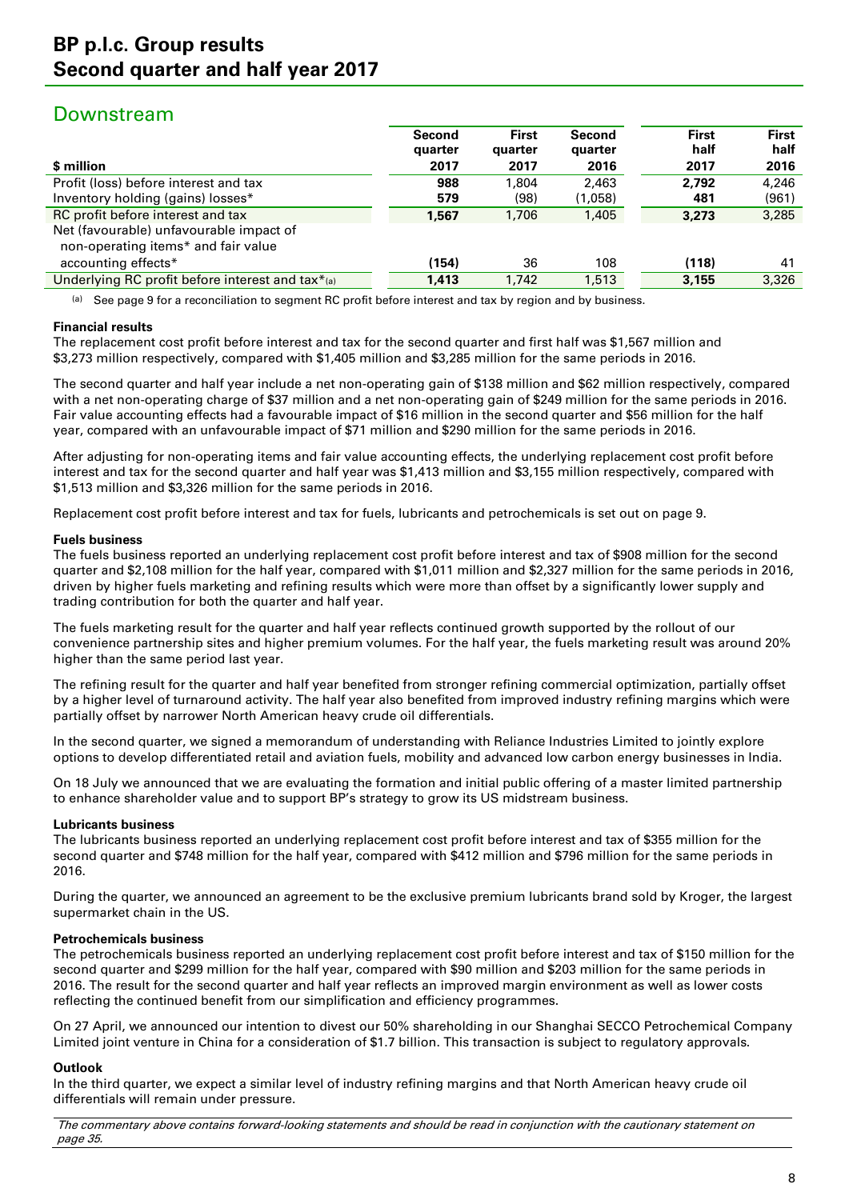## Downstream

| $ million | Second quarter 2017 | First quarter 2017 | Second quarter 2016 | First half 2017 | First half 2016 |
|---|---|---|---|---|---|
| Profit (loss) before interest and tax | **988** | 1,804 | 2,463 | **2,792** | 4,246 |
| Inventory holding (gains) losses* | **579** | (98) | (1,058) | **481** | (961) |
| RC profit before interest and tax | **1,567** | 1,706 | 1,405 | **3,273** | 3,285 |
| Net (favourable) unfavourable impact of non-operating items* and fair value accounting effects* | **(154)** | 36 | 108 | **(118)** | 41 |
| Underlying RC profit before interest and tax*(a) | **1,413** | 1,742 | 1,513 | **3,155** | 3,326 |

(a) See page 9 for a reconciliation to segment RC profit before interest and tax by region and by business.

**Financial results**

The replacement cost profit before interest and tax for the second quarter and first half was $1,567 million and $3,273 million respectively, compared with $1,405 million and $3,285 million for the same periods in 2016.

The second quarter and half year include a net non-operating gain of $138 million and $62 million respectively, compared with a net non-operating charge of $37 million and a net non-operating gain of $249 million for the same periods in 2016. Fair value accounting effects had a favourable impact of $16 million in the second quarter and $56 million for the half year, compared with an unfavourable impact of $71 million and $290 million for the same periods in 2016.

After adjusting for non-operating items and fair value accounting effects, the underlying replacement cost profit before interest and tax for the second quarter and half year was $1,413 million and $3,155 million respectively, compared with $1,513 million and $3,326 million for the same periods in 2016.

Replacement cost profit before interest and tax for fuels, lubricants and petrochemicals is set out on page 9.

**Fuels business**

The fuels business reported an underlying replacement cost profit before interest and tax of $908 million for the second quarter and $2,108 million for the half year, compared with $1,011 million and $2,327 million for the same periods in 2016, driven by higher fuels marketing and refining results which were more than offset by a significantly lower supply and trading contribution for both the quarter and half year.

The fuels marketing result for the quarter and half year reflects continued growth supported by the rollout of our convenience partnership sites and higher premium volumes. For the half year, the fuels marketing result was around 20% higher than the same period last year.

The refining result for the quarter and half year benefited from stronger refining commercial optimization, partially offset by a higher level of turnaround activity. The half year also benefited from improved industry refining margins which were partially offset by narrower North American heavy crude oil differentials.

In the second quarter, we signed a memorandum of understanding with Reliance Industries Limited to jointly explore options to develop differentiated retail and aviation fuels, mobility and advanced low carbon energy businesses in India.

On 18 July we announced that we are evaluating the formation and initial public offering of a master limited partnership to enhance shareholder value and to support BP's strategy to grow its US midstream business.

**Lubricants business**

The lubricants business reported an underlying replacement cost profit before interest and tax of $355 million for the second quarter and $748 million for the half year, compared with $412 million and $796 million for the same periods in 2016.

During the quarter, we announced an agreement to be the exclusive premium lubricants brand sold by Kroger, the largest supermarket chain in the US.

**Petrochemicals business**

The petrochemicals business reported an underlying replacement cost profit before interest and tax of $150 million for the second quarter and $299 million for the half year, compared with $90 million and $203 million for the same periods in 2016. The result for the second quarter and half year reflects an improved margin environment as well as lower costs reflecting the continued benefit from our simplification and efficiency programmes.

On 27 April, we announced our intention to divest our 50% shareholding in our Shanghai SECCO Petrochemical Company Limited joint venture in China for a consideration of $1.7 billion. This transaction is subject to regulatory approvals.

**Outlook**

In the third quarter, we expect a similar level of industry refining margins and that North American heavy crude oil differentials will remain under pressure.

*The commentary above contains forward-looking statements and should be read in conjunction with the cautionary statement on page 35.*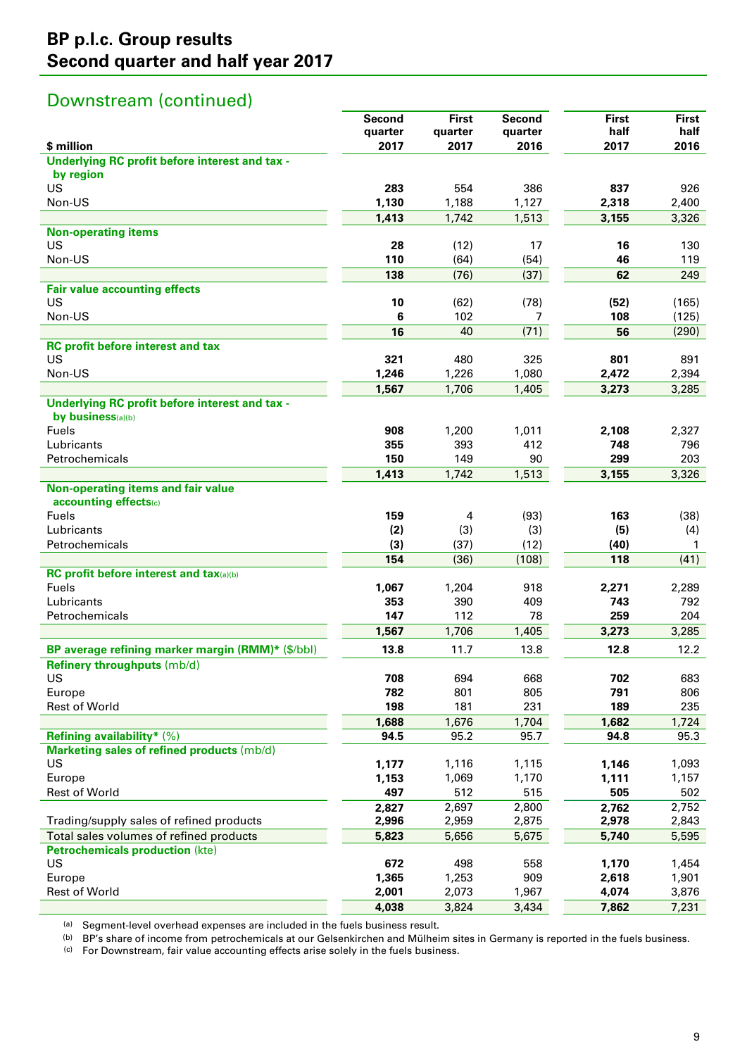# BP p.l.c. Group results
# Second quarter and half year 2017

## Downstream (continued)

| $ million | Second quarter 2017 | First quarter 2017 | Second quarter 2016 | First half 2017 | First half 2016 |
|---|---|---|---|---|---|
| **Underlying RC profit before interest and tax - by region** | | | | | |
| US | **283** | 554 | 386 | **837** | 926 |
| Non-US | **1,130** | 1,188 | 1,127 | **2,318** | 2,400 |
| | **1,413** | 1,742 | 1,513 | **3,155** | 3,326 |
| **Non-operating items** | | | | | |
| US | **28** | (12) | 17 | **16** | 130 |
| Non-US | **110** | (64) | (54) | **46** | 119 |
| | **138** | (76) | (37) | **62** | 249 |
| **Fair value accounting effects** | | | | | |
| US | **10** | (62) | (78) | **(52)** | (165) |
| Non-US | **6** | 102 | 7 | **108** | (125) |
| | **16** | 40 | (71) | **56** | (290) |
| **RC profit before interest and tax** | | | | | |
| US | **321** | 480 | 325 | **801** | 891 |
| Non-US | **1,246** | 1,226 | 1,080 | **2,472** | 2,394 |
| | **1,567** | 1,706 | 1,405 | **3,273** | 3,285 |
| **Underlying RC profit before interest and tax - by business**(a)(b) | | | | | |
| Fuels | **908** | 1,200 | 1,011 | **2,108** | 2,327 |
| Lubricants | **355** | 393 | 412 | **748** | 796 |
| Petrochemicals | **150** | 149 | 90 | **299** | 203 |
| | **1,413** | 1,742 | 1,513 | **3,155** | 3,326 |
| **Non-operating items and fair value accounting effects**(c) | | | | | |
| Fuels | **159** | 4 | (93) | **163** | (38) |
| Lubricants | **(2)** | (3) | (3) | **(5)** | (4) |
| Petrochemicals | **(3)** | (37) | (12) | **(40)** | 1 |
| | **154** | (36) | (108) | **118** | (41) |
| **RC profit before interest and tax**(a)(b) | | | | | |
| Fuels | **1,067** | 1,204 | 918 | **2,271** | 2,289 |
| Lubricants | **353** | 390 | 409 | **743** | 792 |
| Petrochemicals | **147** | 112 | 78 | **259** | 204 |
| | **1,567** | 1,706 | 1,405 | **3,273** | 3,285 |
| **BP average refining marker margin (RMM)*** ($/bbl) | **13.8** | 11.7 | 13.8 | **12.8** | 12.2 |
| **Refinery throughputs** (mb/d) | | | | | |
| US | **708** | 694 | 668 | **702** | 683 |
| Europe | **782** | 801 | 805 | **791** | 806 |
| Rest of World | **198** | 181 | 231 | **189** | 235 |
| | **1,688** | 1,676 | 1,704 | **1,682** | 1,724 |
| **Refining availability*** (%) | **94.5** | 95.2 | 95.7 | **94.8** | 95.3 |
| **Marketing sales of refined products** (mb/d) | | | | | |
| US | **1,177** | 1,116 | 1,115 | **1,146** | 1,093 |
| Europe | **1,153** | 1,069 | 1,170 | **1,111** | 1,157 |
| Rest of World | **497** | 512 | 515 | **505** | 502 |
| | **2,827** | 2,697 | 2,800 | **2,762** | 2,752 |
| Trading/supply sales of refined products | **2,996** | 2,959 | 2,875 | **2,978** | 2,843 |
| Total sales volumes of refined products | **5,823** | 5,656 | 5,675 | **5,740** | 5,595 |
| **Petrochemicals production** (kte) | | | | | |
| US | **672** | 498 | 558 | **1,170** | 1,454 |
| Europe | **1,365** | 1,253 | 909 | **2,618** | 1,901 |
| Rest of World | **2,001** | 2,073 | 1,967 | **4,074** | 3,876 |
| | **4,038** | 3,824 | 3,434 | **7,862** | 7,231 |

(a) Segment-level overhead expenses are included in the fuels business result.

(b) BP's share of income from petrochemicals at our Gelsenkirchen and Mülheim sites in Germany is reported in the fuels business.

(c) For Downstream, fair value accounting effects arise solely in the fuels business.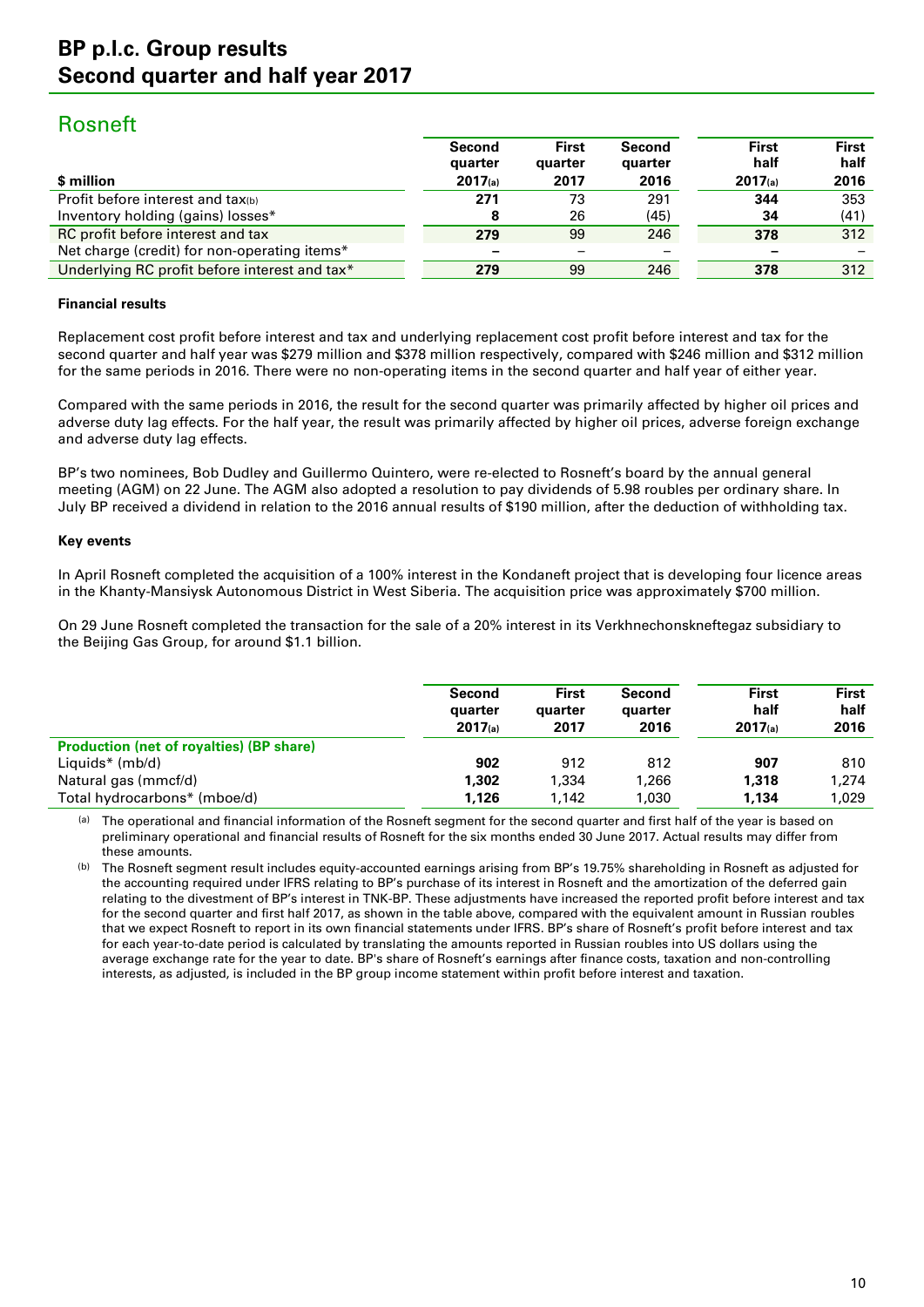# BP p.l.c. Group results
# Second quarter and half year 2017

## Rosneft

| $ million | Second quarter 2017[(a)] | First quarter 2017 | Second quarter 2016 | First half 2017[(a)] | First half 2016 |
|---|---|---|---|---|---|
| Profit before interest and tax[(b)] | **271** | 73 | 291 | **344** | 353 |
| Inventory holding (gains) losses* | **8** | 26 | (45) | **34** | (41) |
| RC profit before interest and tax | **279** | 99 | 246 | **378** | 312 |
| Net charge (credit) for non-operating items* | **–** | – | – | **–** | – |
| Underlying RC profit before interest and tax* | **279** | 99 | 246 | **378** | 312 |

**Financial results**

Replacement cost profit before interest and tax and underlying replacement cost profit before interest and tax for the second quarter and half year was $279 million and $378 million respectively, compared with $246 million and $312 million for the same periods in 2016. There were no non-operating items in the second quarter and half year of either year.

Compared with the same periods in 2016, the result for the second quarter was primarily affected by higher oil prices and adverse duty lag effects. For the half year, the result was primarily affected by higher oil prices, adverse foreign exchange and adverse duty lag effects.

BP's two nominees, Bob Dudley and Guillermo Quintero, were re-elected to Rosneft's board by the annual general meeting (AGM) on 22 June. The AGM also adopted a resolution to pay dividends of 5.98 roubles per ordinary share. In July BP received a dividend in relation to the 2016 annual results of $190 million, after the deduction of withholding tax.

**Key events**

In April Rosneft completed the acquisition of a 100% interest in the Kondaneft project that is developing four licence areas in the Khanty-Mansiysk Autonomous District in West Siberia. The acquisition price was approximately $700 million.

On 29 June Rosneft completed the transaction for the sale of a 20% interest in its Verkhnechonskneftegaz subsidiary to the Beijing Gas Group, for around $1.1 billion.

| | Second quarter 2017[(a)] | First quarter 2017 | Second quarter 2016 | First half 2017[(a)] | First half 2016 |
|---|---|---|---|---|---|
| **Production (net of royalties) (BP share)** | | | | | |
| Liquids* (mb/d) | **902** | 912 | 812 | **907** | 810 |
| Natural gas (mmcf/d) | **1,302** | 1,334 | 1,266 | **1,318** | 1,274 |
| Total hydrocarbons* (mboe/d) | **1,126** | 1,142 | 1,030 | **1,134** | 1,029 |

(a) The operational and financial information of the Rosneft segment for the second quarter and first half of the year is based on preliminary operational and financial results of Rosneft for the six months ended 30 June 2017. Actual results may differ from these amounts.

(b) The Rosneft segment result includes equity-accounted earnings arising from BP's 19.75% shareholding in Rosneft as adjusted for the accounting required under IFRS relating to BP's purchase of its interest in Rosneft and the amortization of the deferred gain relating to the divestment of BP's interest in TNK-BP. These adjustments have increased the reported profit before interest and tax for the second quarter and first half 2017, as shown in the table above, compared with the equivalent amount in Russian roubles that we expect Rosneft to report in its own financial statements under IFRS. BP's share of Rosneft's profit before interest and tax for each year-to-date period is calculated by translating the amounts reported in Russian roubles into US dollars using the average exchange rate for the year to date. BP's share of Rosneft's earnings after finance costs, taxation and non-controlling interests, as adjusted, is included in the BP group income statement within profit before interest and taxation.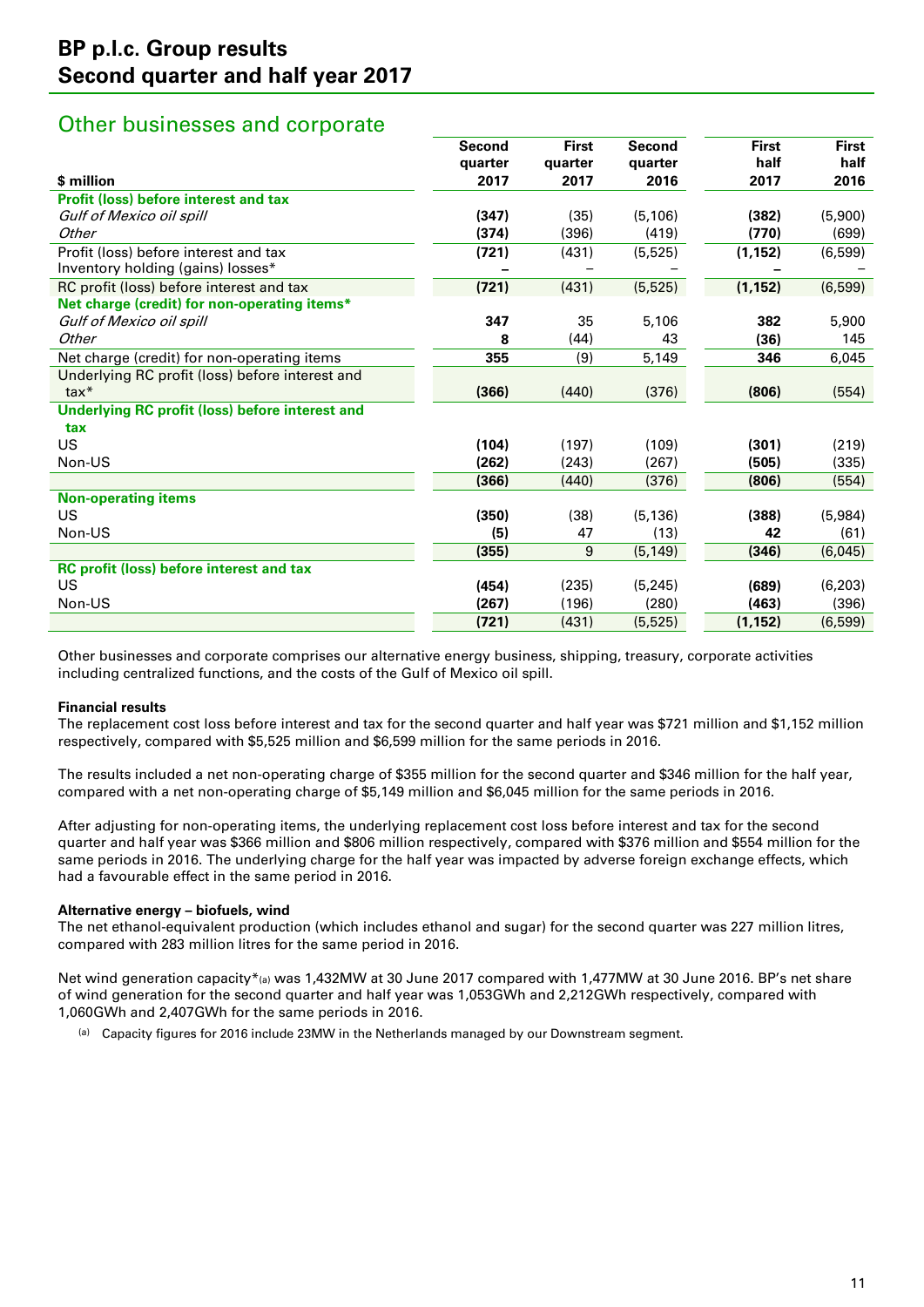# BP p.l.c. Group results
## Second quarter and half year 2017

## Other businesses and corporate

| $ million | Second quarter 2017 | First quarter 2017 | Second quarter 2016 | First half 2017 | First half 2016 |
|---|---|---|---|---|---|
| **Profit (loss) before interest and tax** | | | | | |
| *Gulf of Mexico oil spill* | **(347)** | (35) | (5,106) | **(382)** | (5,900) |
| *Other* | **(374)** | (396) | (419) | **(770)** | (699) |
| Profit (loss) before interest and tax | **(721)** | (431) | (5,525) | **(1,152)** | (6,599) |
| Inventory holding (gains) losses* | **–** | – | – | **–** | – |
| RC profit (loss) before interest and tax | **(721)** | (431) | (5,525) | **(1,152)** | (6,599) |
| **Net charge (credit) for non-operating items*** | | | | | |
| *Gulf of Mexico oil spill* | **347** | 35 | 5,106 | **382** | 5,900 |
| *Other* | **8** | (44) | 43 | **(36)** | 145 |
| Net charge (credit) for non-operating items | **355** | (9) | 5,149 | **346** | 6,045 |
| Underlying RC profit (loss) before interest and tax* | **(366)** | (440) | (376) | **(806)** | (554) |
| **Underlying RC profit (loss) before interest and tax** | | | | | |
| US | **(104)** | (197) | (109) | **(301)** | (219) |
| Non-US | **(262)** | (243) | (267) | **(505)** | (335) |
| | **(366)** | (440) | (376) | **(806)** | (554) |
| **Non-operating items** | | | | | |
| US | **(350)** | (38) | (5,136) | **(388)** | (5,984) |
| Non-US | **(5)** | 47 | (13) | **42** | (61) |
| | **(355)** | 9 | (5,149) | **(346)** | (6,045) |
| **RC profit (loss) before interest and tax** | | | | | |
| US | **(454)** | (235) | (5,245) | **(689)** | (6,203) |
| Non-US | **(267)** | (196) | (280) | **(463)** | (396) |
| | **(721)** | (431) | (5,525) | **(1,152)** | (6,599) |

Other businesses and corporate comprises our alternative energy business, shipping, treasury, corporate activities including centralized functions, and the costs of the Gulf of Mexico oil spill.

**Financial results**

The replacement cost loss before interest and tax for the second quarter and half year was $721 million and $1,152 million respectively, compared with $5,525 million and $6,599 million for the same periods in 2016.

The results included a net non-operating charge of $355 million for the second quarter and $346 million for the half year, compared with a net non-operating charge of $5,149 million and $6,045 million for the same periods in 2016.

After adjusting for non-operating items, the underlying replacement cost loss before interest and tax for the second quarter and half year was $366 million and $806 million respectively, compared with $376 million and $554 million for the same periods in 2016. The underlying charge for the half year was impacted by adverse foreign exchange effects, which had a favourable effect in the same period in 2016.

**Alternative energy – biofuels, wind**

The net ethanol-equivalent production (which includes ethanol and sugar) for the second quarter was 227 million litres, compared with 283 million litres for the same period in 2016.

Net wind generation capacity*[a] was 1,432MW at 30 June 2017 compared with 1,477MW at 30 June 2016. BP's net share of wind generation for the second quarter and half year was 1,053GWh and 2,212GWh respectively, compared with 1,060GWh and 2,407GWh for the same periods in 2016.

[a] Capacity figures for 2016 include 23MW in the Netherlands managed by our Downstream segment.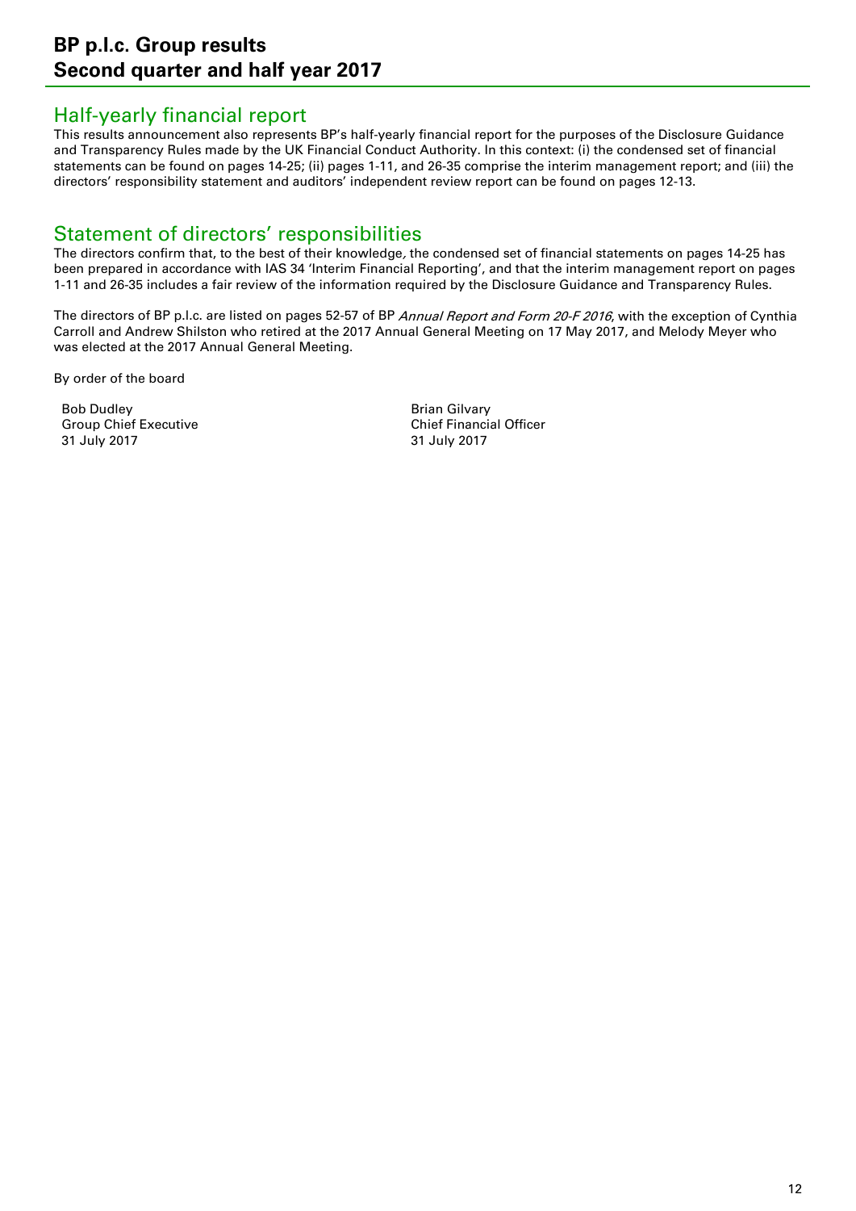## Half-yearly financial report

This results announcement also represents BP's half-yearly financial report for the purposes of the Disclosure Guidance and Transparency Rules made by the UK Financial Conduct Authority. In this context: (i) the condensed set of financial statements can be found on pages 14-25; (ii) pages 1-11, and 26-35 comprise the interim management report; and (iii) the directors' responsibility statement and auditors' independent review report can be found on pages 12-13.

## Statement of directors' responsibilities

The directors confirm that, to the best of their knowledge, the condensed set of financial statements on pages 14-25 has been prepared in accordance with IAS 34 'Interim Financial Reporting', and that the interim management report on pages 1-11 and 26-35 includes a fair review of the information required by the Disclosure Guidance and Transparency Rules.

The directors of BP p.l.c. are listed on pages 52-57 of BP *Annual Report and Form 20-F 2016*, with the exception of Cynthia Carroll and Andrew Shilston who retired at the 2017 Annual General Meeting on 17 May 2017, and Melody Meyer who was elected at the 2017 Annual General Meeting.

By order of the board

Bob Dudley
Group Chief Executive
31 July 2017

Brian Gilvary
Chief Financial Officer
31 July 2017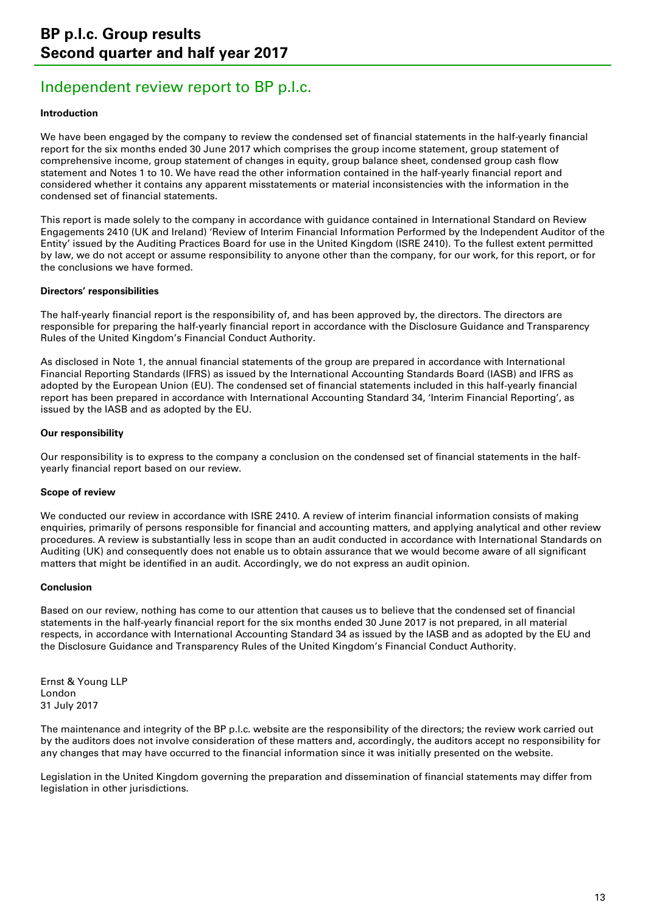## Independent review report to BP p.l.c.

**Introduction**

We have been engaged by the company to review the condensed set of financial statements in the half-yearly financial report for the six months ended 30 June 2017 which comprises the group income statement, group statement of comprehensive income, group statement of changes in equity, group balance sheet, condensed group cash flow statement and Notes 1 to 10. We have read the other information contained in the half-yearly financial report and considered whether it contains any apparent misstatements or material inconsistencies with the information in the condensed set of financial statements.

This report is made solely to the company in accordance with guidance contained in International Standard on Review Engagements 2410 (UK and Ireland) 'Review of Interim Financial Information Performed by the Independent Auditor of the Entity' issued by the Auditing Practices Board for use in the United Kingdom (ISRE 2410). To the fullest extent permitted by law, we do not accept or assume responsibility to anyone other than the company, for our work, for this report, or for the conclusions we have formed.

**Directors' responsibilities**

The half-yearly financial report is the responsibility of, and has been approved by, the directors. The directors are responsible for preparing the half-yearly financial report in accordance with the Disclosure Guidance and Transparency Rules of the United Kingdom's Financial Conduct Authority.

As disclosed in Note 1, the annual financial statements of the group are prepared in accordance with International Financial Reporting Standards (IFRS) as issued by the International Accounting Standards Board (IASB) and IFRS as adopted by the European Union (EU). The condensed set of financial statements included in this half-yearly financial report has been prepared in accordance with International Accounting Standard 34, 'Interim Financial Reporting', as issued by the IASB and as adopted by the EU.

**Our responsibility**

Our responsibility is to express to the company a conclusion on the condensed set of financial statements in the half-yearly financial report based on our review.

**Scope of review**

We conducted our review in accordance with ISRE 2410. A review of interim financial information consists of making enquiries, primarily of persons responsible for financial and accounting matters, and applying analytical and other review procedures. A review is substantially less in scope than an audit conducted in accordance with International Standards on Auditing (UK) and consequently does not enable us to obtain assurance that we would become aware of all significant matters that might be identified in an audit. Accordingly, we do not express an audit opinion.

**Conclusion**

Based on our review, nothing has come to our attention that causes us to believe that the condensed set of financial statements in the half-yearly financial report for the six months ended 30 June 2017 is not prepared, in all material respects, in accordance with International Accounting Standard 34 as issued by the IASB and as adopted by the EU and the Disclosure Guidance and Transparency Rules of the United Kingdom's Financial Conduct Authority.

Ernst & Young LLP
London
31 July 2017

The maintenance and integrity of the BP p.l.c. website are the responsibility of the directors; the review work carried out by the auditors does not involve consideration of these matters and, accordingly, the auditors accept no responsibility for any changes that may have occurred to the financial information since it was initially presented on the website.

Legislation in the United Kingdom governing the preparation and dissemination of financial statements may differ from legislation in other jurisdictions.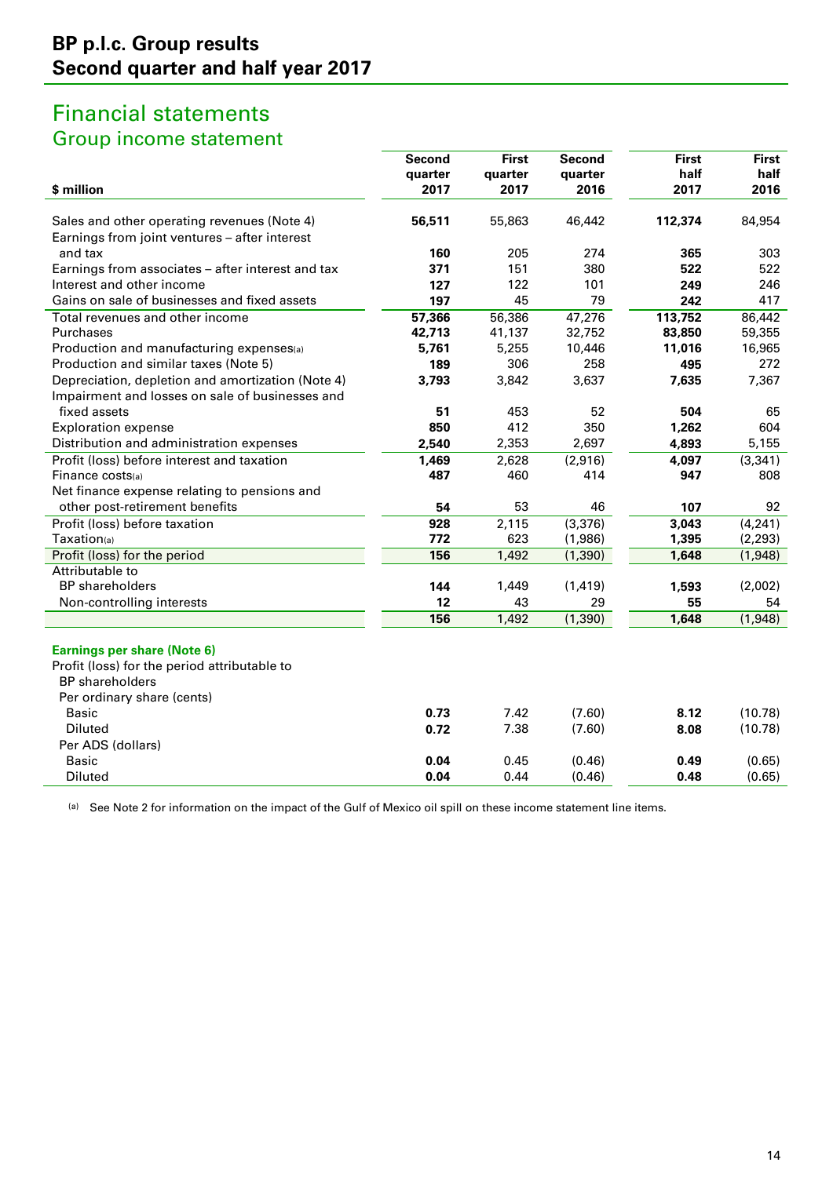# BP p.l.c. Group results
# Second quarter and half year 2017

## Financial statements
### Group income statement

| $ million | Second quarter 2017 | First quarter 2017 | Second quarter 2016 | First half 2017 | First half 2016 |
|---|---|---|---|---|---|
| Sales and other operating revenues (Note 4) | **56,511** | 55,863 | 46,442 | **112,374** | 84,954 |
| Earnings from joint ventures – after interest and tax | **160** | 205 | 274 | **365** | 303 |
| Earnings from associates – after interest and tax | **371** | 151 | 380 | **522** | 522 |
| Interest and other income | **127** | 122 | 101 | **249** | 246 |
| Gains on sale of businesses and fixed assets | **197** | 45 | 79 | **242** | 417 |
| Total revenues and other income | **57,366** | 56,386 | 47,276 | **113,752** | 86,442 |
| Purchases | **42,713** | 41,137 | 32,752 | **83,850** | 59,355 |
| Production and manufacturing expenses[a] | **5,761** | 5,255 | 10,446 | **11,016** | 16,965 |
| Production and similar taxes (Note 5) | **189** | 306 | 258 | **495** | 272 |
| Depreciation, depletion and amortization (Note 4) | **3,793** | 3,842 | 3,637 | **7,635** | 7,367 |
| Impairment and losses on sale of businesses and fixed assets | **51** | 453 | 52 | **504** | 65 |
| Exploration expense | **850** | 412 | 350 | **1,262** | 604 |
| Distribution and administration expenses | **2,540** | 2,353 | 2,697 | **4,893** | 5,155 |
| Profit (loss) before interest and taxation | **1,469** | 2,628 | (2,916) | **4,097** | (3,341) |
| Finance costs[a] | **487** | 460 | 414 | **947** | 808 |
| Net finance expense relating to pensions and other post-retirement benefits | **54** | 53 | 46 | **107** | 92 |
| Profit (loss) before taxation | **928** | 2,115 | (3,376) | **3,043** | (4,241) |
| Taxation[a] | **772** | 623 | (1,986) | **1,395** | (2,293) |
| Profit (loss) for the period | **156** | 1,492 | (1,390) | **1,648** | (1,948) |
| Attributable to | | | | | |
| BP shareholders | **144** | 1,449 | (1,419) | **1,593** | (2,002) |
| Non-controlling interests | **12** | 43 | 29 | **55** | 54 |
| | **156** | 1,492 | (1,390) | **1,648** | (1,948) |
| **Earnings per share (Note 6)** | | | | | |
| Profit (loss) for the period attributable to BP shareholders | | | | | |
| Per ordinary share (cents) | | | | | |
| Basic | **0.73** | 7.42 | (7.60) | **8.12** | (10.78) |
| Diluted | **0.72** | 7.38 | (7.60) | **8.08** | (10.78) |
| Per ADS (dollars) | | | | | |
| Basic | **0.04** | 0.45 | (0.46) | **0.49** | (0.65) |
| Diluted | **0.04** | 0.44 | (0.46) | **0.48** | (0.65) |

[a] See Note 2 for information on the impact of the Gulf of Mexico oil spill on these income statement line items.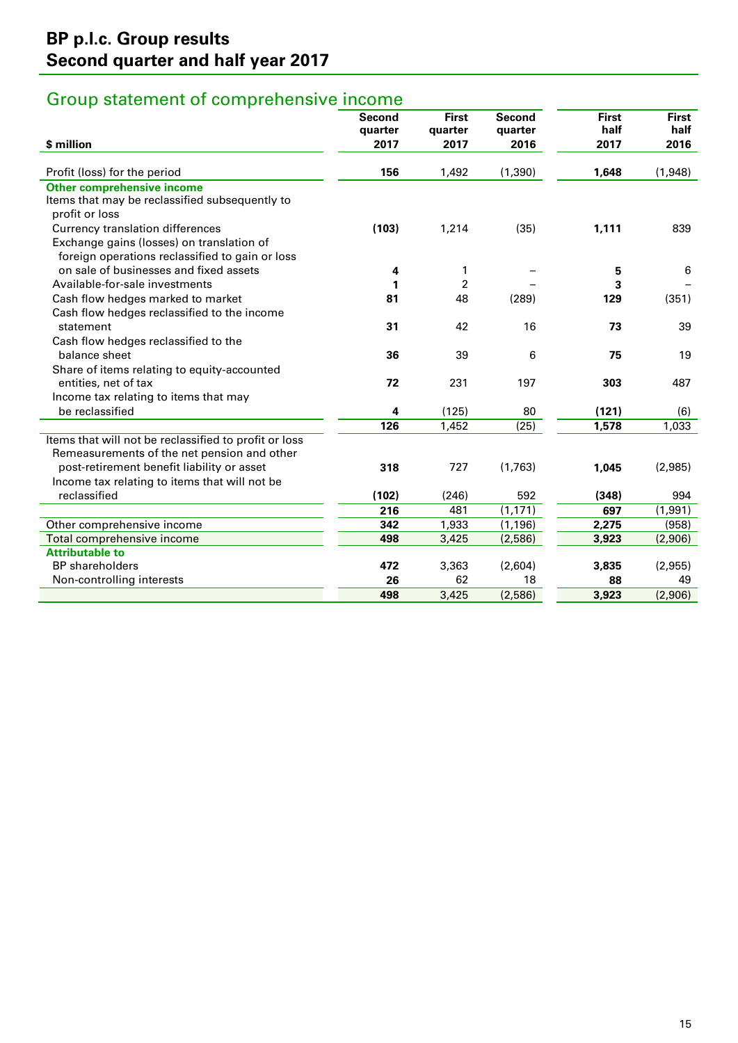# BP p.l.c. Group results
# Second quarter and half year 2017

## Group statement of comprehensive income

| $ million | Second quarter 2017 | First quarter 2017 | Second quarter 2016 | First half 2017 | First half 2016 |
|---|---|---|---|---|---|
| Profit (loss) for the period | **156** | 1,492 | (1,390) | **1,648** | (1,948) |
| **Other comprehensive income** | | | | | |
| Items that may be reclassified subsequently to profit or loss | | | | | |
| Currency translation differences | **(103)** | 1,214 | (35) | **1,111** | 839 |
| Exchange gains (losses) on translation of foreign operations reclassified to gain or loss on sale of businesses and fixed assets | **4** | 1 | – | **5** | 6 |
| Available-for-sale investments | **1** | 2 | – | **3** | – |
| Cash flow hedges marked to market | **81** | 48 | (289) | **129** | (351) |
| Cash flow hedges reclassified to the income statement | **31** | 42 | 16 | **73** | 39 |
| Cash flow hedges reclassified to the balance sheet | **36** | 39 | 6 | **75** | 19 |
| Share of items relating to equity-accounted entities, net of tax | **72** | 231 | 197 | **303** | 487 |
| Income tax relating to items that may be reclassified | **4** | (125) | 80 | **(121)** | (6) |
| | **126** | 1,452 | (25) | **1,578** | 1,033 |
| Items that will not be reclassified to profit or loss | | | | | |
| Remeasurements of the net pension and other post-retirement benefit liability or asset | **318** | 727 | (1,763) | **1,045** | (2,985) |
| Income tax relating to items that will not be reclassified | **(102)** | (246) | 592 | **(348)** | 994 |
| | **216** | 481 | (1,171) | **697** | (1,991) |
| Other comprehensive income | **342** | 1,933 | (1,196) | **2,275** | (958) |
| Total comprehensive income | **498** | 3,425 | (2,586) | **3,923** | (2,906) |
| **Attributable to** | | | | | |
| BP shareholders | **472** | 3,363 | (2,604) | **3,835** | (2,955) |
| Non-controlling interests | **26** | 62 | 18 | **88** | 49 |
| | **498** | 3,425 | (2,586) | **3,923** | (2,906) |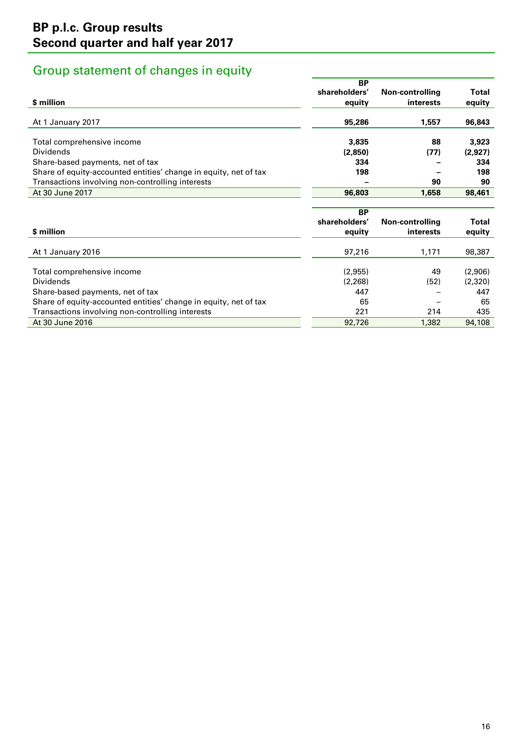# BP p.l.c. Group results
# Second quarter and half year 2017

## Group statement of changes in equity

| $ million | BP shareholders' equity | Non-controlling interests | Total equity |
|---|---|---|---|
| At 1 January 2017 | **95,286** | **1,557** | **96,843** |
| Total comprehensive income | **3,835** | **88** | **3,923** |
| Dividends | **(2,850)** | **(77)** | **(2,927)** |
| Share-based payments, net of tax | **334** | **–** | **334** |
| Share of equity-accounted entities' change in equity, net of tax | **198** | **–** | **198** |
| Transactions involving non-controlling interests | **–** | **90** | **90** |
| At 30 June 2017 | **96,803** | **1,658** | **98,461** |

| $ million | BP shareholders' equity | Non-controlling interests | Total equity |
|---|---|---|---|
| At 1 January 2016 | 97,216 | 1,171 | 98,387 |
| Total comprehensive income | (2,955) | 49 | (2,906) |
| Dividends | (2,268) | (52) | (2,320) |
| Share-based payments, net of tax | 447 | – | 447 |
| Share of equity-accounted entities' change in equity, net of tax | 65 | – | 65 |
| Transactions involving non-controlling interests | 221 | 214 | 435 |
| At 30 June 2016 | 92,726 | 1,382 | 94,108 |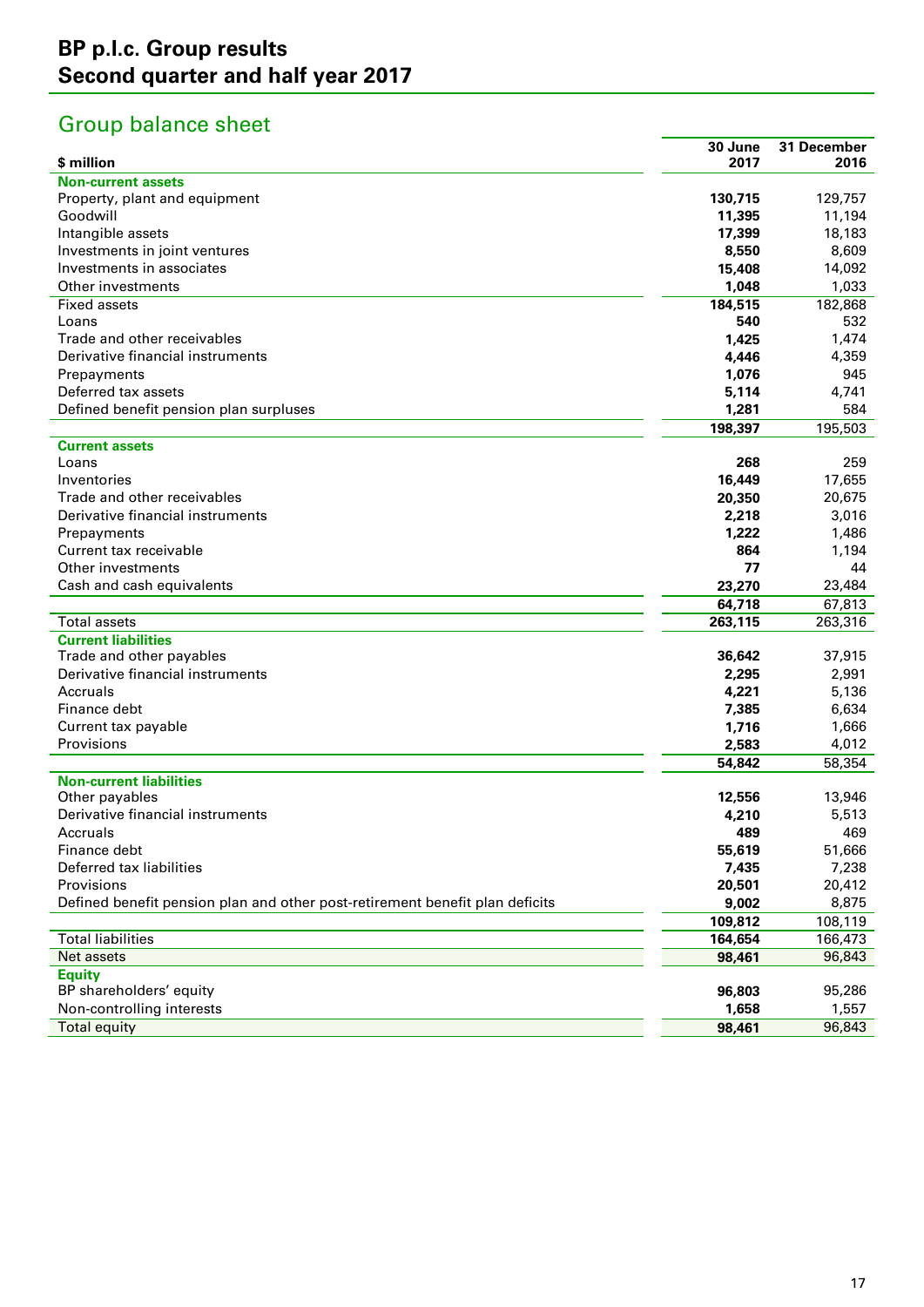# BP p.l.c. Group results
# Second quarter and half year 2017

## Group balance sheet

| $ million | 30 June 2017 | 31 December 2016 |
|---|---|---|
| **Non-current assets** | | |
| Property, plant and equipment | **130,715** | 129,757 |
| Goodwill | **11,395** | 11,194 |
| Intangible assets | **17,399** | 18,183 |
| Investments in joint ventures | **8,550** | 8,609 |
| Investments in associates | **15,408** | 14,092 |
| Other investments | **1,048** | 1,033 |
| Fixed assets | **184,515** | 182,868 |
| Loans | **540** | 532 |
| Trade and other receivables | **1,425** | 1,474 |
| Derivative financial instruments | **4,446** | 4,359 |
| Prepayments | **1,076** | 945 |
| Deferred tax assets | **5,114** | 4,741 |
| Defined benefit pension plan surpluses | **1,281** | 584 |
| | **198,397** | 195,503 |
| **Current assets** | | |
| Loans | **268** | 259 |
| Inventories | **16,449** | 17,655 |
| Trade and other receivables | **20,350** | 20,675 |
| Derivative financial instruments | **2,218** | 3,016 |
| Prepayments | **1,222** | 1,486 |
| Current tax receivable | **864** | 1,194 |
| Other investments | **77** | 44 |
| Cash and cash equivalents | **23,270** | 23,484 |
| | **64,718** | 67,813 |
| Total assets | **263,115** | 263,316 |
| **Current liabilities** | | |
| Trade and other payables | **36,642** | 37,915 |
| Derivative financial instruments | **2,295** | 2,991 |
| Accruals | **4,221** | 5,136 |
| Finance debt | **7,385** | 6,634 |
| Current tax payable | **1,716** | 1,666 |
| Provisions | **2,583** | 4,012 |
| | **54,842** | 58,354 |
| **Non-current liabilities** | | |
| Other payables | **12,556** | 13,946 |
| Derivative financial instruments | **4,210** | 5,513 |
| Accruals | **489** | 469 |
| Finance debt | **55,619** | 51,666 |
| Deferred tax liabilities | **7,435** | 7,238 |
| Provisions | **20,501** | 20,412 |
| Defined benefit pension plan and other post-retirement benefit plan deficits | **9,002** | 8,875 |
| | **109,812** | 108,119 |
| Total liabilities | **164,654** | 166,473 |
| Net assets | **98,461** | 96,843 |
| **Equity** | | |
| BP shareholders' equity | **96,803** | 95,286 |
| Non-controlling interests | **1,658** | 1,557 |
| Total equity | **98,461** | 96,843 |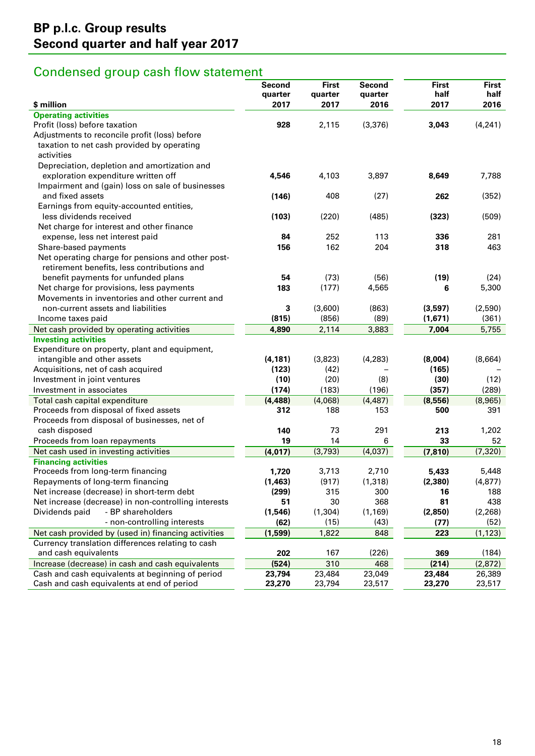# BP p.l.c. Group results
# Second quarter and half year 2017

## Condensed group cash flow statement

| $ million | Second quarter 2017 | First quarter 2017 | Second quarter 2016 | First half 2017 | First half 2016 |
|---|---|---|---|---|---|
| **Operating activities** | | | | | |
| Profit (loss) before taxation | **928** | 2,115 | (3,376) | **3,043** | (4,241) |
| Adjustments to reconcile profit (loss) before taxation to net cash provided by operating activities | | | | | |
| Depreciation, depletion and amortization and exploration expenditure written off | **4,546** | 4,103 | 3,897 | **8,649** | 7,788 |
| Impairment and (gain) loss on sale of businesses and fixed assets | **(146)** | 408 | (27) | **262** | (352) |
| Earnings from equity-accounted entities, less dividends received | **(103)** | (220) | (485) | **(323)** | (509) |
| Net charge for interest and other finance expense, less net interest paid | **84** | 252 | 113 | **336** | 281 |
| Share-based payments | **156** | 162 | 204 | **318** | 463 |
| Net operating charge for pensions and other post-retirement benefits, less contributions and benefit payments for unfunded plans | **54** | (73) | (56) | **(19)** | (24) |
| Net charge for provisions, less payments | **183** | (177) | 4,565 | **6** | 5,300 |
| Movements in inventories and other current and non-current assets and liabilities | **3** | (3,600) | (863) | **(3,597)** | (2,590) |
| Income taxes paid | **(815)** | (856) | (89) | **(1,671)** | (361) |
| Net cash provided by operating activities | **4,890** | 2,114 | 3,883 | **7,004** | 5,755 |
| **Investing activities** | | | | | |
| Expenditure on property, plant and equipment, intangible and other assets | **(4,181)** | (3,823) | (4,283) | **(8,004)** | (8,664) |
| Acquisitions, net of cash acquired | **(123)** | (42) | – | **(165)** | – |
| Investment in joint ventures | **(10)** | (20) | (8) | **(30)** | (12) |
| Investment in associates | **(174)** | (183) | (196) | **(357)** | (289) |
| Total cash capital expenditure | **(4,488)** | (4,068) | (4,487) | **(8,556)** | (8,965) |
| Proceeds from disposal of fixed assets | **312** | 188 | 153 | **500** | 391 |
| Proceeds from disposal of businesses, net of cash disposed | **140** | 73 | 291 | **213** | 1,202 |
| Proceeds from loan repayments | **19** | 14 | 6 | **33** | 52 |
| Net cash used in investing activities | **(4,017)** | (3,793) | (4,037) | **(7,810)** | (7,320) |
| **Financing activities** | | | | | |
| Proceeds from long-term financing | **1,720** | 3,713 | 2,710 | **5,433** | 5,448 |
| Repayments of long-term financing | **(1,463)** | (917) | (1,318) | **(2,380)** | (4,877) |
| Net increase (decrease) in short-term debt | **(299)** | 315 | 300 | **16** | 188 |
| Net increase (decrease) in non-controlling interests | **51** | 30 | 368 | **81** | 438 |
| Dividends paid - BP shareholders | **(1,546)** | (1,304) | (1,169) | **(2,850)** | (2,268) |
| Dividends paid - non-controlling interests | **(62)** | (15) | (43) | **(77)** | (52) |
| Net cash provided by (used in) financing activities | **(1,599)** | 1,822 | 848 | **223** | (1,123) |
| Currency translation differences relating to cash and cash equivalents | **202** | 167 | (226) | **369** | (184) |
| Increase (decrease) in cash and cash equivalents | **(524)** | 310 | 468 | **(214)** | (2,872) |
| Cash and cash equivalents at beginning of period | **23,794** | 23,484 | 23,049 | **23,484** | 26,389 |
| Cash and cash equivalents at end of period | **23,270** | 23,794 | 23,517 | **23,270** | 23,517 |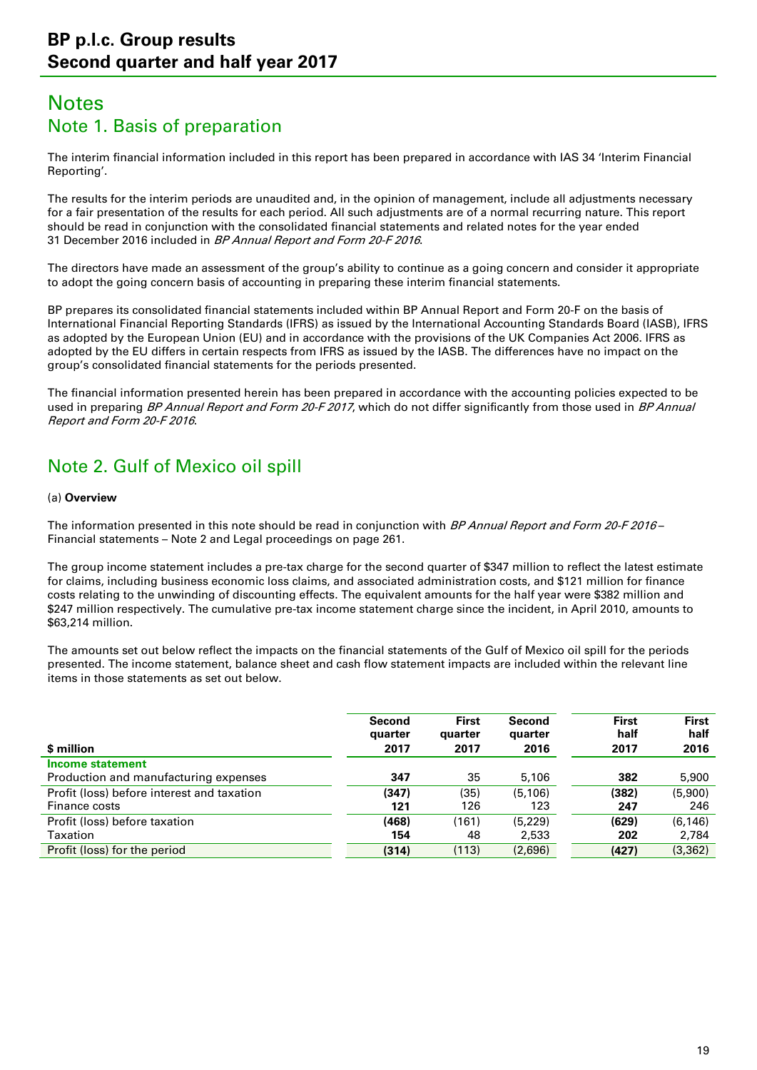# Notes

## Note 1. Basis of preparation

The interim financial information included in this report has been prepared in accordance with IAS 34 'Interim Financial Reporting'.

The results for the interim periods are unaudited and, in the opinion of management, include all adjustments necessary for a fair presentation of the results for each period. All such adjustments are of a normal recurring nature. This report should be read in conjunction with the consolidated financial statements and related notes for the year ended 31 December 2016 included in *BP Annual Report and Form 20-F 2016*.

The directors have made an assessment of the group's ability to continue as a going concern and consider it appropriate to adopt the going concern basis of accounting in preparing these interim financial statements.

BP prepares its consolidated financial statements included within BP Annual Report and Form 20-F on the basis of International Financial Reporting Standards (IFRS) as issued by the International Accounting Standards Board (IASB), IFRS as adopted by the European Union (EU) and in accordance with the provisions of the UK Companies Act 2006. IFRS as adopted by the EU differs in certain respects from IFRS as issued by the IASB. The differences have no impact on the group's consolidated financial statements for the periods presented.

The financial information presented herein has been prepared in accordance with the accounting policies expected to be used in preparing *BP Annual Report and Form 20-F 2017*, which do not differ significantly from those used in *BP Annual Report and Form 20-F 2016*.

## Note 2. Gulf of Mexico oil spill

(a) **Overview**

The information presented in this note should be read in conjunction with *BP Annual Report and Form 20-F 2016* – Financial statements – Note 2 and Legal proceedings on page 261.

The group income statement includes a pre-tax charge for the second quarter of $347 million to reflect the latest estimate for claims, including business economic loss claims, and associated administration costs, and $121 million for finance costs relating to the unwinding of discounting effects. The equivalent amounts for the half year were $382 million and $247 million respectively. The cumulative pre-tax income statement charge since the incident, in April 2010, amounts to $63,214 million.

The amounts set out below reflect the impacts on the financial statements of the Gulf of Mexico oil spill for the periods presented. The income statement, balance sheet and cash flow statement impacts are included within the relevant line items in those statements as set out below.

| $ million | Second quarter 2017 | First quarter 2017 | Second quarter 2016 | First half 2017 | First half 2016 |
|---|---|---|---|---|---|
| **Income statement** | | | | | |
| Production and manufacturing expenses | **347** | 35 | 5,106 | **382** | 5,900 |
| Profit (loss) before interest and taxation | **(347)** | (35) | (5,106) | **(382)** | (5,900) |
| Finance costs | **121** | 126 | 123 | **247** | 246 |
| Profit (loss) before taxation | **(468)** | (161) | (5,229) | **(629)** | (6,146) |
| Taxation | **154** | 48 | 2,533 | **202** | 2,784 |
| Profit (loss) for the period | **(314)** | (113) | (2,696) | **(427)** | (3,362) |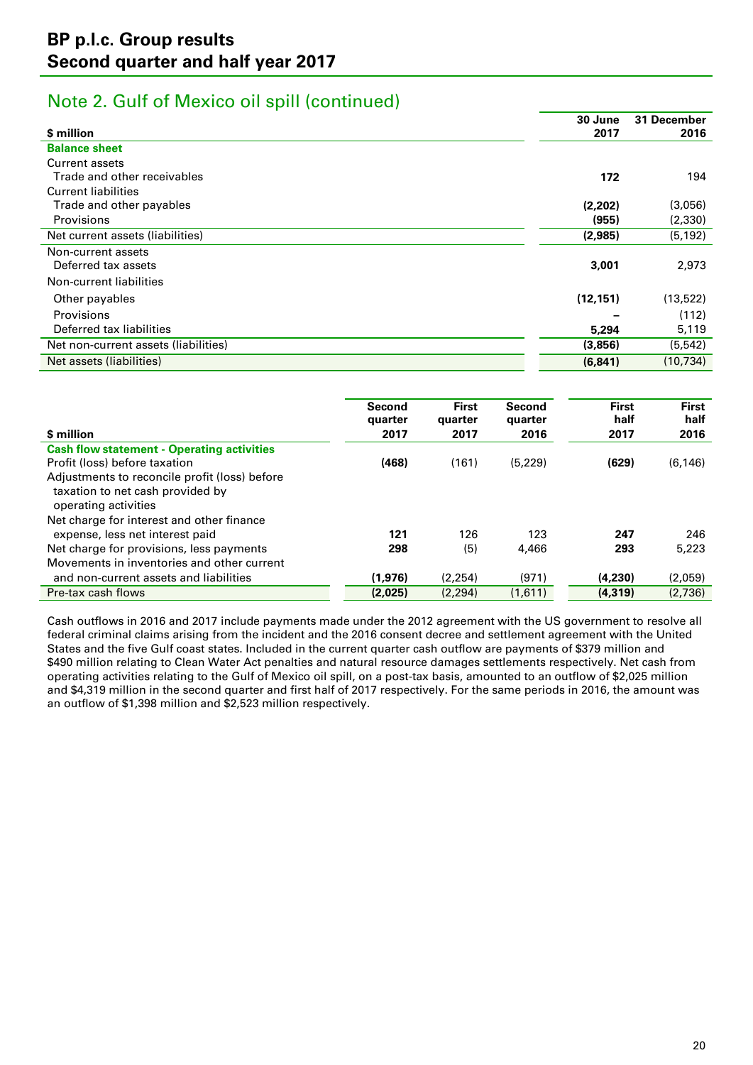## Note 2. Gulf of Mexico oil spill (continued)

| $ million | 30 June 2017 | 31 December 2016 |
|---|---|---|
| **Balance sheet** | | |
| Current assets | | |
| Trade and other receivables | **172** | 194 |
| Current liabilities | | |
| Trade and other payables | **(2,202)** | (3,056) |
| Provisions | **(955)** | (2,330) |
| Net current assets (liabilities) | **(2,985)** | (5,192) |
| Non-current assets | | |
| Deferred tax assets | **3,001** | 2,973 |
| Non-current liabilities | | |
| Other payables | **(12,151)** | (13,522) |
| Provisions | **–** | (112) |
| Deferred tax liabilities | **5,294** | 5,119 |
| Net non-current assets (liabilities) | **(3,856)** | (5,542) |
| Net assets (liabilities) | **(6,841)** | (10,734) |

| $ million | Second quarter 2017 | First quarter 2017 | Second quarter 2016 | First half 2017 | First half 2016 |
|---|---|---|---|---|---|
| **Cash flow statement - Operating activities** | | | | | |
| Profit (loss) before taxation | **(468)** | (161) | (5,229) | **(629)** | (6,146) |
| Adjustments to reconcile profit (loss) before taxation to net cash provided by operating activities | | | | | |
| Net charge for interest and other finance expense, less net interest paid | **121** | 126 | 123 | **247** | 246 |
| Net charge for provisions, less payments | **298** | (5) | 4,466 | **293** | 5,223 |
| Movements in inventories and other current and non-current assets and liabilities | **(1,976)** | (2,254) | (971) | **(4,230)** | (2,059) |
| Pre-tax cash flows | **(2,025)** | (2,294) | (1,611) | **(4,319)** | (2,736) |

Cash outflows in 2016 and 2017 include payments made under the 2012 agreement with the US government to resolve all federal criminal claims arising from the incident and the 2016 consent decree and settlement agreement with the United States and the five Gulf coast states. Included in the current quarter cash outflow are payments of $379 million and $490 million relating to Clean Water Act penalties and natural resource damages settlements respectively. Net cash from operating activities relating to the Gulf of Mexico oil spill, on a post-tax basis, amounted to an outflow of $2,025 million and $4,319 million in the second quarter and first half of 2017 respectively. For the same periods in 2016, the amount was an outflow of $1,398 million and $2,523 million respectively.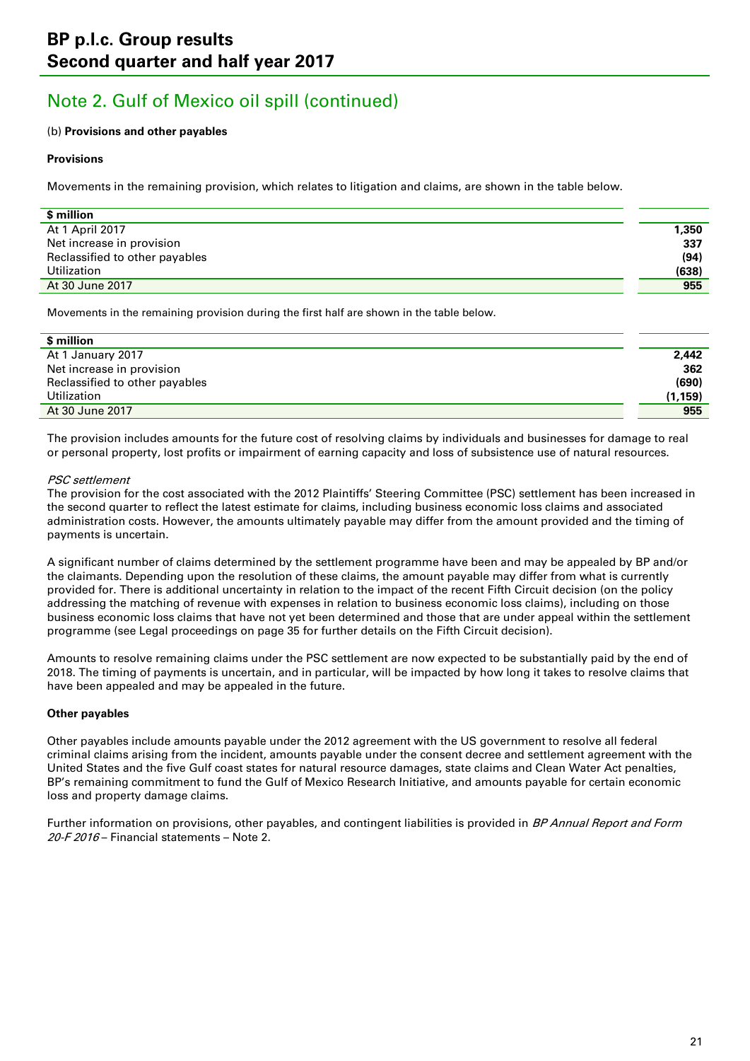## Note 2. Gulf of Mexico oil spill (continued)

(b) **Provisions and other payables**

**Provisions**

Movements in the remaining provision, which relates to litigation and claims, are shown in the table below.

| $ million | |
|---|---|
| At 1 April 2017 | **1,350** |
| Net increase in provision | **337** |
| Reclassified to other payables | **(94)** |
| Utilization | **(638)** |
| At 30 June 2017 | **955** |

Movements in the remaining provision during the first half are shown in the table below.

| $ million | |
|---|---|
| At 1 January 2017 | **2,442** |
| Net increase in provision | **362** |
| Reclassified to other payables | **(690)** |
| Utilization | **(1,159)** |
| At 30 June 2017 | **955** |

The provision includes amounts for the future cost of resolving claims by individuals and businesses for damage to real or personal property, lost profits or impairment of earning capacity and loss of subsistence use of natural resources.

*PSC settlement*

The provision for the cost associated with the 2012 Plaintiffs' Steering Committee (PSC) settlement has been increased in the second quarter to reflect the latest estimate for claims, including business economic loss claims and associated administration costs. However, the amounts ultimately payable may differ from the amount provided and the timing of payments is uncertain.

A significant number of claims determined by the settlement programme have been and may be appealed by BP and/or the claimants. Depending upon the resolution of these claims, the amount payable may differ from what is currently provided for. There is additional uncertainty in relation to the impact of the recent Fifth Circuit decision (on the policy addressing the matching of revenue with expenses in relation to business economic loss claims), including on those business economic loss claims that have not yet been determined and those that are under appeal within the settlement programme (see Legal proceedings on page 35 for further details on the Fifth Circuit decision).

Amounts to resolve remaining claims under the PSC settlement are now expected to be substantially paid by the end of 2018. The timing of payments is uncertain, and in particular, will be impacted by how long it takes to resolve claims that have been appealed and may be appealed in the future.

**Other payables**

Other payables include amounts payable under the 2012 agreement with the US government to resolve all federal criminal claims arising from the incident, amounts payable under the consent decree and settlement agreement with the United States and the five Gulf coast states for natural resource damages, state claims and Clean Water Act penalties, BP's remaining commitment to fund the Gulf of Mexico Research Initiative, and amounts payable for certain economic loss and property damage claims.

Further information on provisions, other payables, and contingent liabilities is provided in *BP Annual Report and Form 20-F 2016* – Financial statements – Note 2.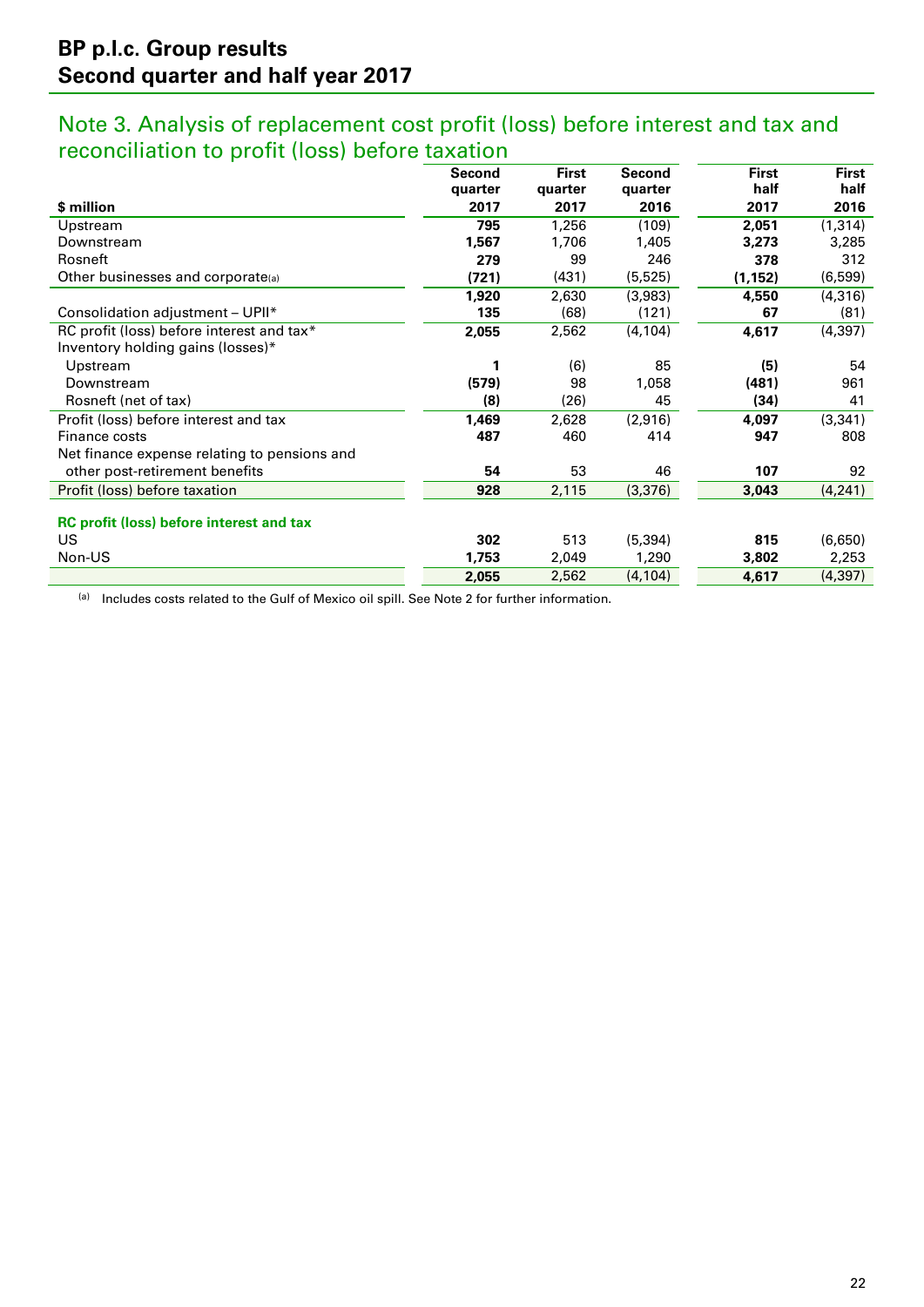# BP p.l.c. Group results
# Second quarter and half year 2017

## Note 3. Analysis of replacement cost profit (loss) before interest and tax and reconciliation to profit (loss) before taxation

| $ million | Second quarter 2017 | First quarter 2017 | Second quarter 2016 | First half 2017 | First half 2016 |
|---|---|---|---|---|---|
| Upstream | **795** | 1,256 | (109) | **2,051** | (1,314) |
| Downstream | **1,567** | 1,706 | 1,405 | **3,273** | 3,285 |
| Rosneft | **279** | 99 | 246 | **378** | 312 |
| Other businesses and corporate[a] | **(721)** | (431) | (5,525) | **(1,152)** | (6,599) |
| | **1,920** | 2,630 | (3,983) | **4,550** | (4,316) |
| Consolidation adjustment – UPII* | **135** | (68) | (121) | **67** | (81) |
| RC profit (loss) before interest and tax* | **2,055** | 2,562 | (4,104) | **4,617** | (4,397) |
| Inventory holding gains (losses)* | | | | | |
| Upstream | **1** | (6) | 85 | **(5)** | 54 |
| Downstream | **(579)** | 98 | 1,058 | **(481)** | 961 |
| Rosneft (net of tax) | **(8)** | (26) | 45 | **(34)** | 41 |
| Profit (loss) before interest and tax | **1,469** | 2,628 | (2,916) | **4,097** | (3,341) |
| Finance costs | **487** | 460 | 414 | **947** | 808 |
| Net finance expense relating to pensions and other post-retirement benefits | **54** | 53 | 46 | **107** | 92 |
| Profit (loss) before taxation | **928** | 2,115 | (3,376) | **3,043** | (4,241) |
| **RC profit (loss) before interest and tax** | | | | | |
| US | **302** | 513 | (5,394) | **815** | (6,650) |
| Non-US | **1,753** | 2,049 | 1,290 | **3,802** | 2,253 |
| | **2,055** | 2,562 | (4,104) | **4,617** | (4,397) |

[a] Includes costs related to the Gulf of Mexico oil spill. See Note 2 for further information.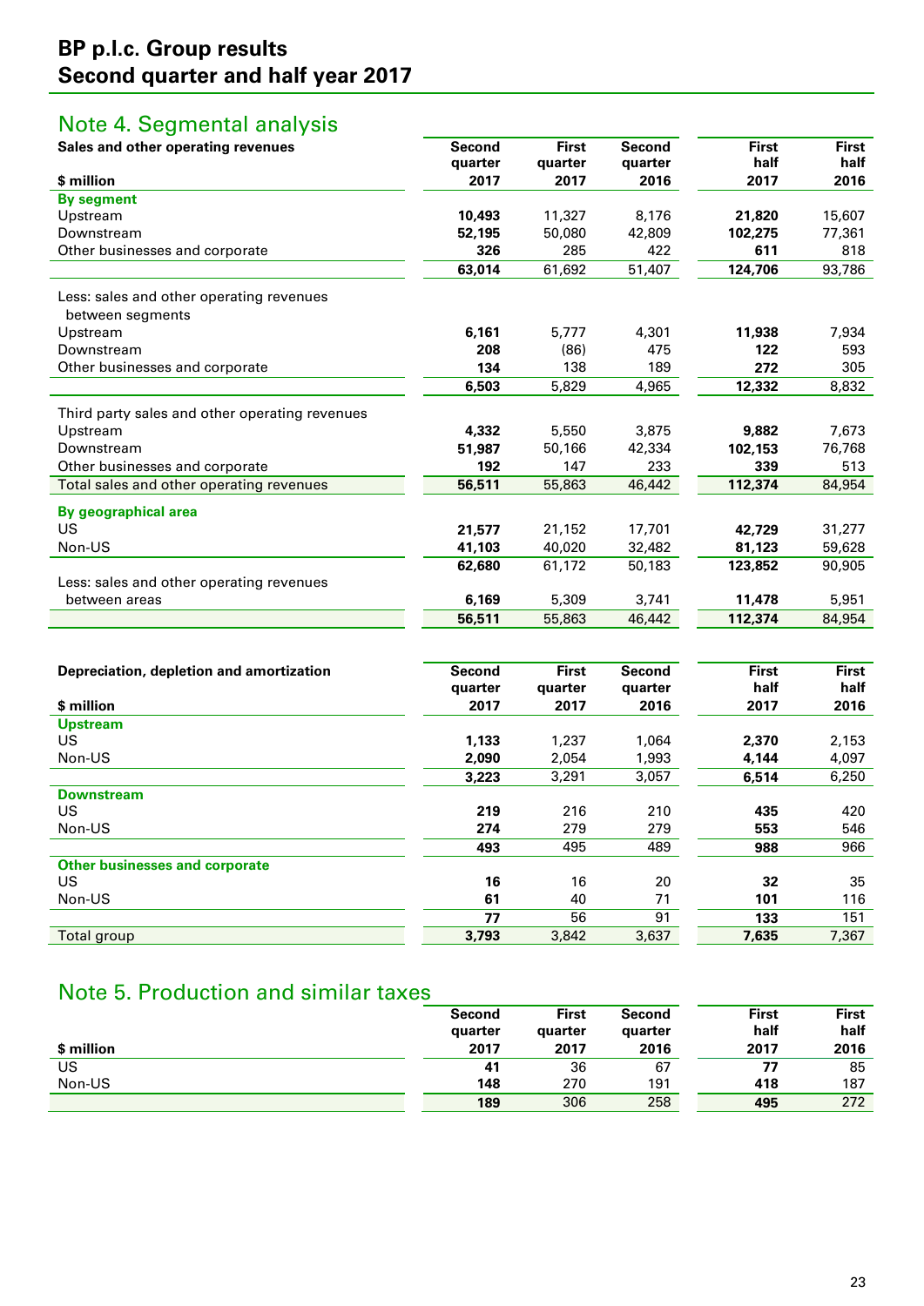# BP p.l.c. Group results
# Second quarter and half year 2017

## Note 4. Segmental analysis

| **Sales and other operating revenues**<br>**$ million** | **Second quarter 2017** | **First quarter 2017** | **Second quarter 2016** | **First half 2017** | **First half 2016** |
|---|---|---|---|---|---|
| **By segment** | | | | | |
| Upstream | **10,493** | 11,327 | 8,176 | **21,820** | 15,607 |
| Downstream | **52,195** | 50,080 | 42,809 | **102,275** | 77,361 |
| Other businesses and corporate | **326** | 285 | 422 | **611** | 818 |
| | **63,014** | 61,692 | 51,407 | **124,706** | 93,786 |
| Less: sales and other operating revenues between segments | | | | | |
| Upstream | **6,161** | 5,777 | 4,301 | **11,938** | 7,934 |
| Downstream | **208** | (86) | 475 | **122** | 593 |
| Other businesses and corporate | **134** | 138 | 189 | **272** | 305 |
| | **6,503** | 5,829 | 4,965 | **12,332** | 8,832 |
| Third party sales and other operating revenues | | | | | |
| Upstream | **4,332** | 5,550 | 3,875 | **9,882** | 7,673 |
| Downstream | **51,987** | 50,166 | 42,334 | **102,153** | 76,768 |
| Other businesses and corporate | **192** | 147 | 233 | **339** | 513 |
| Total sales and other operating revenues | **56,511** | 55,863 | 46,442 | **112,374** | 84,954 |
| **By geographical area** | | | | | |
| US | **21,577** | 21,152 | 17,701 | **42,729** | 31,277 |
| Non-US | **41,103** | 40,020 | 32,482 | **81,123** | 59,628 |
| | **62,680** | 61,172 | 50,183 | **123,852** | 90,905 |
| Less: sales and other operating revenues between areas | **6,169** | 5,309 | 3,741 | **11,478** | 5,951 |
| | **56,511** | 55,863 | 46,442 | **112,374** | 84,954 |

| **Depreciation, depletion and amortization**<br>**$ million** | **Second quarter 2017** | **First quarter 2017** | **Second quarter 2016** | **First half 2017** | **First half 2016** |
|---|---|---|---|---|---|
| **Upstream** | | | | | |
| US | **1,133** | 1,237 | 1,064 | **2,370** | 2,153 |
| Non-US | **2,090** | 2,054 | 1,993 | **4,144** | 4,097 |
| | **3,223** | 3,291 | 3,057 | **6,514** | 6,250 |
| **Downstream** | | | | | |
| US | **219** | 216 | 210 | **435** | 420 |
| Non-US | **274** | 279 | 279 | **553** | 546 |
| | **493** | 495 | 489 | **988** | 966 |
| **Other businesses and corporate** | | | | | |
| US | **16** | 16 | 20 | **32** | 35 |
| Non-US | **61** | 40 | 71 | **101** | 116 |
| | **77** | 56 | 91 | **133** | 151 |
| Total group | **3,793** | 3,842 | 3,637 | **7,635** | 7,367 |

## Note 5. Production and similar taxes

| **$ million** | **Second quarter 2017** | **First quarter 2017** | **Second quarter 2016** | **First half 2017** | **First half 2016** |
|---|---|---|---|---|---|
| US | **41** | 36 | 67 | **77** | 85 |
| Non-US | **148** | 270 | 191 | **418** | 187 |
| | **189** | 306 | 258 | **495** | 272 |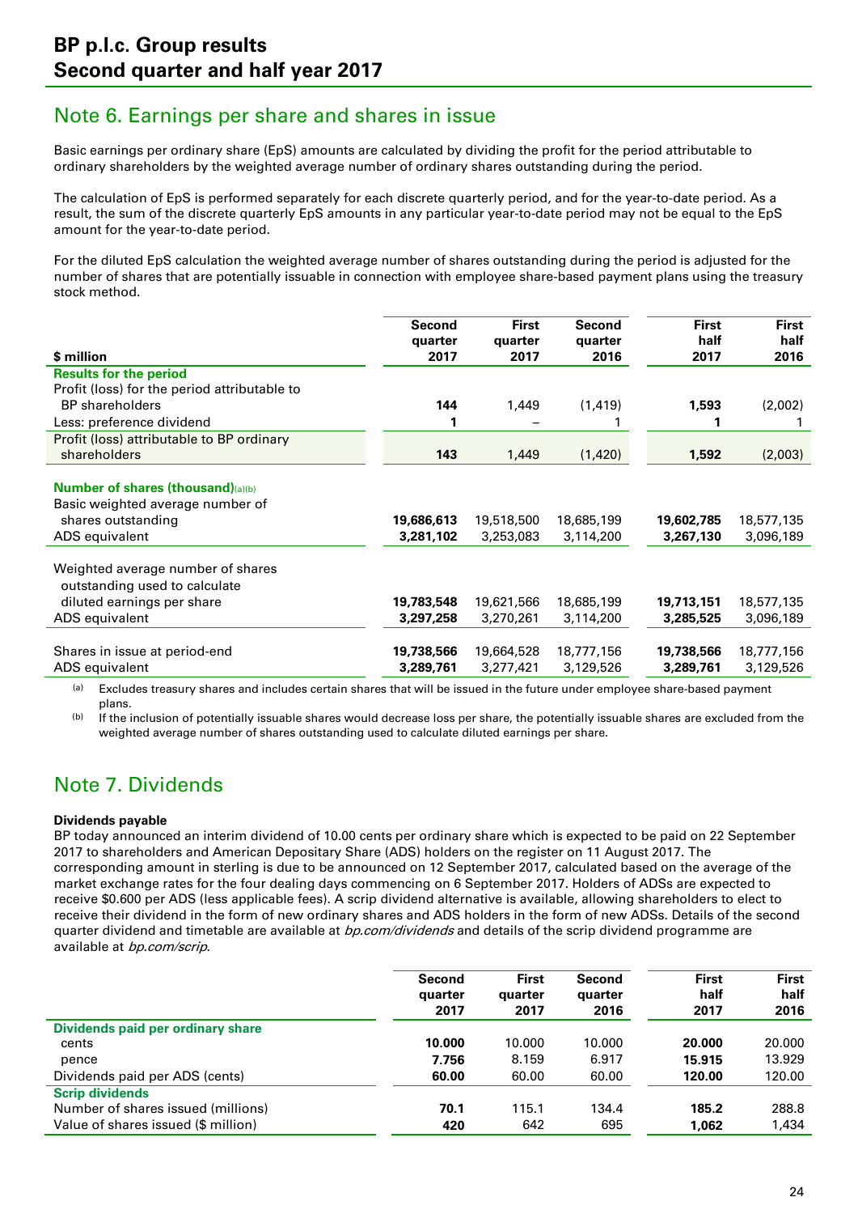# BP p.l.c. Group results
# Second quarter and half year 2017

## Note 6. Earnings per share and shares in issue

Basic earnings per ordinary share (EpS) amounts are calculated by dividing the profit for the period attributable to ordinary shareholders by the weighted average number of ordinary shares outstanding during the period.

The calculation of EpS is performed separately for each discrete quarterly period, and for the year-to-date period. As a result, the sum of the discrete quarterly EpS amounts in any particular year-to-date period may not be equal to the EpS amount for the year-to-date period.

For the diluted EpS calculation the weighted average number of shares outstanding during the period is adjusted for the number of shares that are potentially issuable in connection with employee share-based payment plans using the treasury stock method.

| $ million | Second quarter 2017 | First quarter 2017 | Second quarter 2016 | First half 2017 | First half 2016 |
|---|---|---|---|---|---|
| **Results for the period** | | | | | |
| Profit (loss) for the period attributable to BP shareholders | **144** | 1,449 | (1,419) | **1,593** | (2,002) |
| Less: preference dividend | **1** | – | 1 | **1** | 1 |
| Profit (loss) attributable to BP ordinary shareholders | **143** | 1,449 | (1,420) | **1,592** | (2,003) |
| **Number of shares (thousand)**[(a)(b)] | | | | | |
| Basic weighted average number of shares outstanding | **19,686,613** | 19,518,500 | 18,685,199 | **19,602,785** | 18,577,135 |
| ADS equivalent | **3,281,102** | 3,253,083 | 3,114,200 | **3,267,130** | 3,096,189 |
| Weighted average number of shares outstanding used to calculate diluted earnings per share | **19,783,548** | 19,621,566 | 18,685,199 | **19,713,151** | 18,577,135 |
| ADS equivalent | **3,297,258** | 3,270,261 | 3,114,200 | **3,285,525** | 3,096,189 |
| Shares in issue at period-end | **19,738,566** | 19,664,528 | 18,777,156 | **19,738,566** | 18,777,156 |
| ADS equivalent | **3,289,761** | 3,277,421 | 3,129,526 | **3,289,761** | 3,129,526 |

(a) Excludes treasury shares and includes certain shares that will be issued in the future under employee share-based payment plans.

(b) If the inclusion of potentially issuable shares would decrease loss per share, the potentially issuable shares are excluded from the weighted average number of shares outstanding used to calculate diluted earnings per share.

## Note 7. Dividends

**Dividends payable**

BP today announced an interim dividend of 10.00 cents per ordinary share which is expected to be paid on 22 September 2017 to shareholders and American Depositary Share (ADS) holders on the register on 11 August 2017. The corresponding amount in sterling is due to be announced on 12 September 2017, calculated based on the average of the market exchange rates for the four dealing days commencing on 6 September 2017. Holders of ADSs are expected to receive $0.600 per ADS (less applicable fees). A scrip dividend alternative is available, allowing shareholders to elect to receive their dividend in the form of new ordinary shares and ADS holders in the form of new ADSs. Details of the second quarter dividend and timetable are available at *bp.com/dividends* and details of the scrip dividend programme are available at *bp.com/scrip*.

| | Second quarter 2017 | First quarter 2017 | Second quarter 2016 | First half 2017 | First half 2016 |
|---|---|---|---|---|---|
| **Dividends paid per ordinary share** | | | | | |
| cents | **10.000** | 10.000 | 10.000 | **20.000** | 20.000 |
| pence | **7.756** | 8.159 | 6.917 | **15.915** | 13.929 |
| Dividends paid per ADS (cents) | **60.00** | 60.00 | 60.00 | **120.00** | 120.00 |
| **Scrip dividends** | | | | | |
| Number of shares issued (millions) | **70.1** | 115.1 | 134.4 | **185.2** | 288.8 |
| Value of shares issued ($ million) | **420** | 642 | 695 | **1,062** | 1,434 |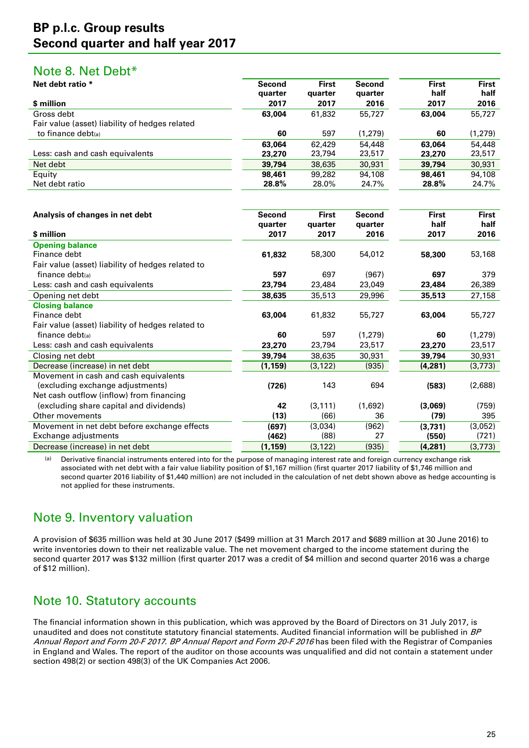## Note 8. Net Debt*

| Net debt ratio * | Second quarter | First quarter | Second quarter | First half | First half |
|---|---|---|---|---|---|
| $ million | 2017 | 2017 | 2016 | 2017 | 2016 |
| Gross debt | **63,004** | 61,832 | 55,727 | **63,004** | 55,727 |
| Fair value (asset) liability of hedges related to finance debt(a) | **60** | 597 | (1,279) | **60** | (1,279) |
| | **63,064** | 62,429 | 54,448 | **63,064** | 54,448 |
| Less: cash and cash equivalents | **23,270** | 23,794 | 23,517 | **23,270** | 23,517 |
| Net debt | **39,794** | 38,635 | 30,931 | **39,794** | 30,931 |
| Equity | **98,461** | 99,282 | 94,108 | **98,461** | 94,108 |
| Net debt ratio | **28.8%** | 28.0% | 24.7% | **28.8%** | 24.7% |

| Analysis of changes in net debt | Second quarter | First quarter | Second quarter | First half | First half |
|---|---|---|---|---|---|
| $ million | 2017 | 2017 | 2016 | 2017 | 2016 |
| **Opening balance** | | | | | |
| Finance debt | **61,832** | 58,300 | 54,012 | **58,300** | 53,168 |
| Fair value (asset) liability of hedges related to finance debt(a) | **597** | 697 | (967) | **697** | 379 |
| Less: cash and cash equivalents | **23,794** | 23,484 | 23,049 | **23,484** | 26,389 |
| Opening net debt | **38,635** | 35,513 | 29,996 | **35,513** | 27,158 |
| **Closing balance** | | | | | |
| Finance debt | **63,004** | 61,832 | 55,727 | **63,004** | 55,727 |
| Fair value (asset) liability of hedges related to finance debt(a) | **60** | 597 | (1,279) | **60** | (1,279) |
| Less: cash and cash equivalents | **23,270** | 23,794 | 23,517 | **23,270** | 23,517 |
| Closing net debt | **39,794** | 38,635 | 30,931 | **39,794** | 30,931 |
| Decrease (increase) in net debt | **(1,159)** | (3,122) | (935) | **(4,281)** | (3,773) |
| Movement in cash and cash equivalents (excluding exchange adjustments) | **(726)** | 143 | 694 | **(583)** | (2,688) |
| Net cash outflow (inflow) from financing (excluding share capital and dividends) | **42** | (3,111) | (1,692) | **(3,069)** | (759) |
| Other movements | **(13)** | (66) | 36 | **(79)** | 395 |
| Movement in net debt before exchange effects | **(697)** | (3,034) | (962) | **(3,731)** | (3,052) |
| Exchange adjustments | **(462)** | (88) | 27 | **(550)** | (721) |
| Decrease (increase) in net debt | **(1,159)** | (3,122) | (935) | **(4,281)** | (3,773) |

(a) Derivative financial instruments entered into for the purpose of managing interest rate and foreign currency exchange risk associated with net debt with a fair value liability position of $1,167 million (first quarter 2017 liability of $1,746 million and second quarter 2016 liability of $1,440 million) are not included in the calculation of net debt shown above as hedge accounting is not applied for these instruments.

## Note 9. Inventory valuation

A provision of $635 million was held at 30 June 2017 ($499 million at 31 March 2017 and $689 million at 30 June 2016) to write inventories down to their net realizable value. The net movement charged to the income statement during the second quarter 2017 was $132 million (first quarter 2017 was a credit of $4 million and second quarter 2016 was a charge of $12 million).

## Note 10. Statutory accounts

The financial information shown in this publication, which was approved by the Board of Directors on 31 July 2017, is unaudited and does not constitute statutory financial statements. Audited financial information will be published in *BP Annual Report and Form 20-F 2017*. *BP Annual Report and Form 20-F 2016* has been filed with the Registrar of Companies in England and Wales. The report of the auditor on those accounts was unqualified and did not contain a statement under section 498(2) or section 498(3) of the UK Companies Act 2006.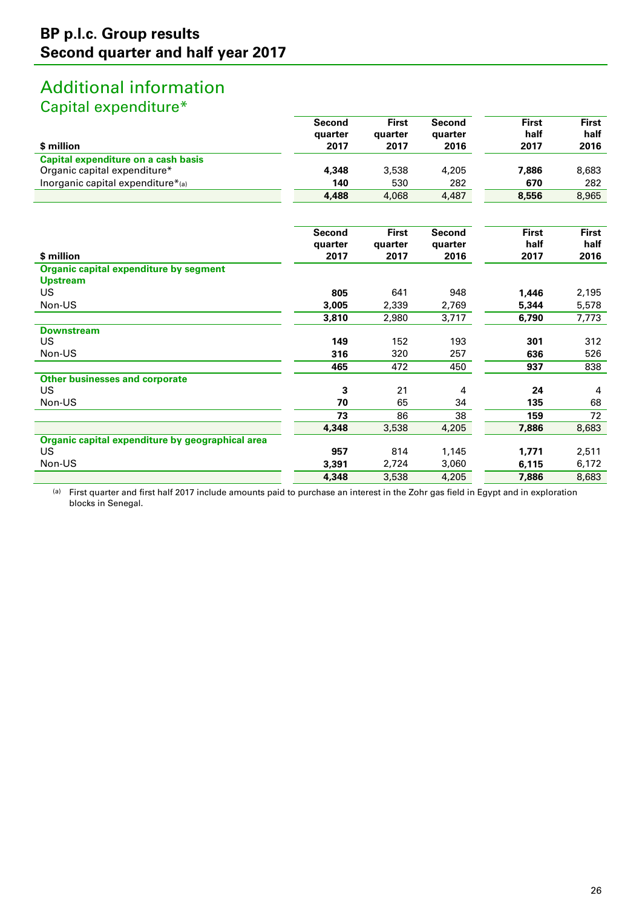## Additional information

### Capital expenditure*

| $ million | Second quarter 2017 | First quarter 2017 | Second quarter 2016 | First half 2017 | First half 2016 |
|---|---|---|---|---|---|
| **Capital expenditure on a cash basis** | | | | | |
| Organic capital expenditure* | **4,348** | 3,538 | 4,205 | **7,886** | 8,683 |
| Inorganic capital expenditure*[(a)] | **140** | 530 | 282 | **670** | 282 |
| | **4,488** | 4,068 | 4,487 | **8,556** | 8,965 |

| $ million | Second quarter 2017 | First quarter 2017 | Second quarter 2016 | First half 2017 | First half 2016 |
|---|---|---|---|---|---|
| **Organic capital expenditure by segment** | | | | | |
| **Upstream** | | | | | |
| US | **805** | 641 | 948 | **1,446** | 2,195 |
| Non-US | **3,005** | 2,339 | 2,769 | **5,344** | 5,578 |
| | **3,810** | 2,980 | 3,717 | **6,790** | 7,773 |
| **Downstream** | | | | | |
| US | **149** | 152 | 193 | **301** | 312 |
| Non-US | **316** | 320 | 257 | **636** | 526 |
| | **465** | 472 | 450 | **937** | 838 |
| **Other businesses and corporate** | | | | | |
| US | **3** | 21 | 4 | **24** | 4 |
| Non-US | **70** | 65 | 34 | **135** | 68 |
| | **73** | 86 | 38 | **159** | 72 |
| | **4,348** | 3,538 | 4,205 | **7,886** | 8,683 |
| **Organic capital expenditure by geographical area** | | | | | |
| US | **957** | 814 | 1,145 | **1,771** | 2,511 |
| Non-US | **3,391** | 2,724 | 3,060 | **6,115** | 6,172 |
| | **4,348** | 3,538 | 4,205 | **7,886** | 8,683 |

(a) First quarter and first half 2017 include amounts paid to purchase an interest in the Zohr gas field in Egypt and in exploration blocks in Senegal.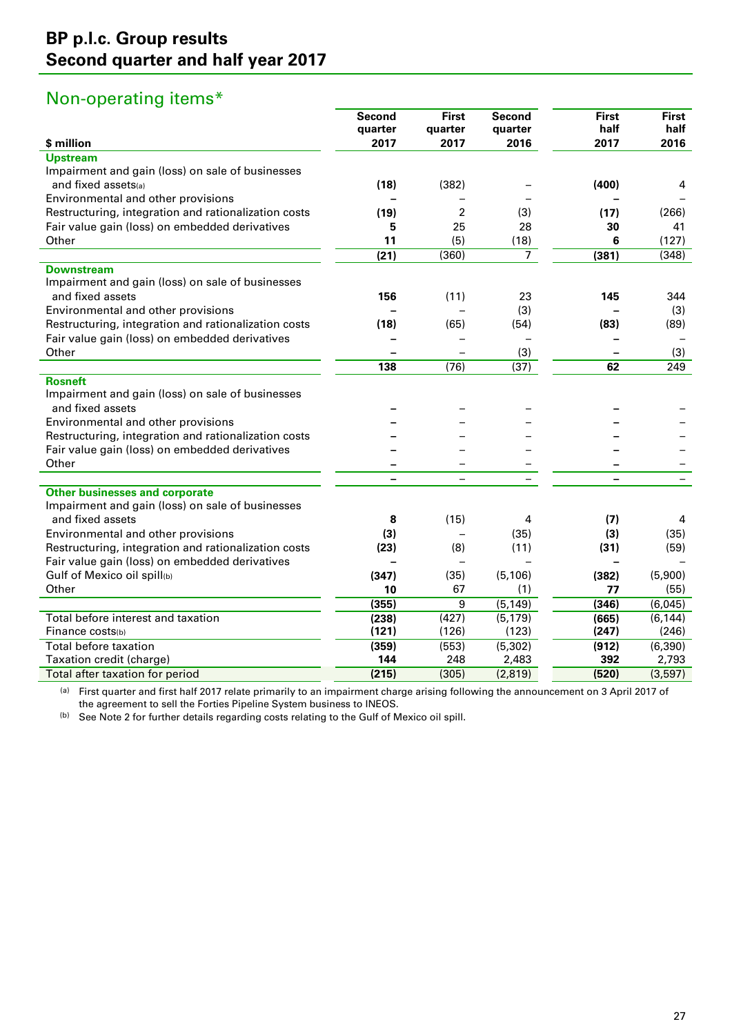## Non-operating items*

| $ million | Second quarter 2017 | First quarter 2017 | Second quarter 2016 | First half 2017 | First half 2016 |
|---|---|---|---|---|---|
| **Upstream** | | | | | |
| Impairment and gain (loss) on sale of businesses and fixed assets[(a)] | **(18)** | (382) | – | **(400)** | 4 |
| Environmental and other provisions | **–** | – | – | **–** | – |
| Restructuring, integration and rationalization costs | **(19)** | 2 | (3) | **(17)** | (266) |
| Fair value gain (loss) on embedded derivatives | **5** | 25 | 28 | **30** | 41 |
| Other | **11** | (5) | (18) | **6** | (127) |
| | **(21)** | (360) | 7 | **(381)** | (348) |
| **Downstream** | | | | | |
| Impairment and gain (loss) on sale of businesses and fixed assets | **156** | (11) | 23 | **145** | 344 |
| Environmental and other provisions | **–** | – | (3) | **–** | (3) |
| Restructuring, integration and rationalization costs | **(18)** | (65) | (54) | **(83)** | (89) |
| Fair value gain (loss) on embedded derivatives | **–** | – | – | **–** | – |
| Other | **–** | – | (3) | **–** | (3) |
| | **138** | (76) | (37) | **62** | 249 |
| **Rosneft** | | | | | |
| Impairment and gain (loss) on sale of businesses and fixed assets | **–** | – | – | **–** | – |
| Environmental and other provisions | **–** | – | – | **–** | – |
| Restructuring, integration and rationalization costs | **–** | – | – | **–** | – |
| Fair value gain (loss) on embedded derivatives | **–** | – | – | **–** | – |
| Other | **–** | – | – | **–** | – |
| | **–** | – | – | **–** | – |
| **Other businesses and corporate** | | | | | |
| Impairment and gain (loss) on sale of businesses and fixed assets | **8** | (15) | 4 | **(7)** | 4 |
| Environmental and other provisions | **(3)** | – | (35) | **(3)** | (35) |
| Restructuring, integration and rationalization costs | **(23)** | (8) | (11) | **(31)** | (59) |
| Fair value gain (loss) on embedded derivatives | **–** | – | – | **–** | – |
| Gulf of Mexico oil spill[(b)] | **(347)** | (35) | (5,106) | **(382)** | (5,900) |
| Other | **10** | 67 | (1) | **77** | (55) |
| | **(355)** | 9 | (5,149) | **(346)** | (6,045) |
| Total before interest and taxation | **(238)** | (427) | (5,179) | **(665)** | (6,144) |
| Finance costs[(b)] | **(121)** | (126) | (123) | **(247)** | (246) |
| Total before taxation | **(359)** | (553) | (5,302) | **(912)** | (6,390) |
| Taxation credit (charge) | **144** | 248 | 2,483 | **392** | 2,793 |
| Total after taxation for period | **(215)** | (305) | (2,819) | **(520)** | (3,597) |

(a) First quarter and first half 2017 relate primarily to an impairment charge arising following the announcement on 3 April 2017 of the agreement to sell the Forties Pipeline System business to INEOS.

(b) See Note 2 for further details regarding costs relating to the Gulf of Mexico oil spill.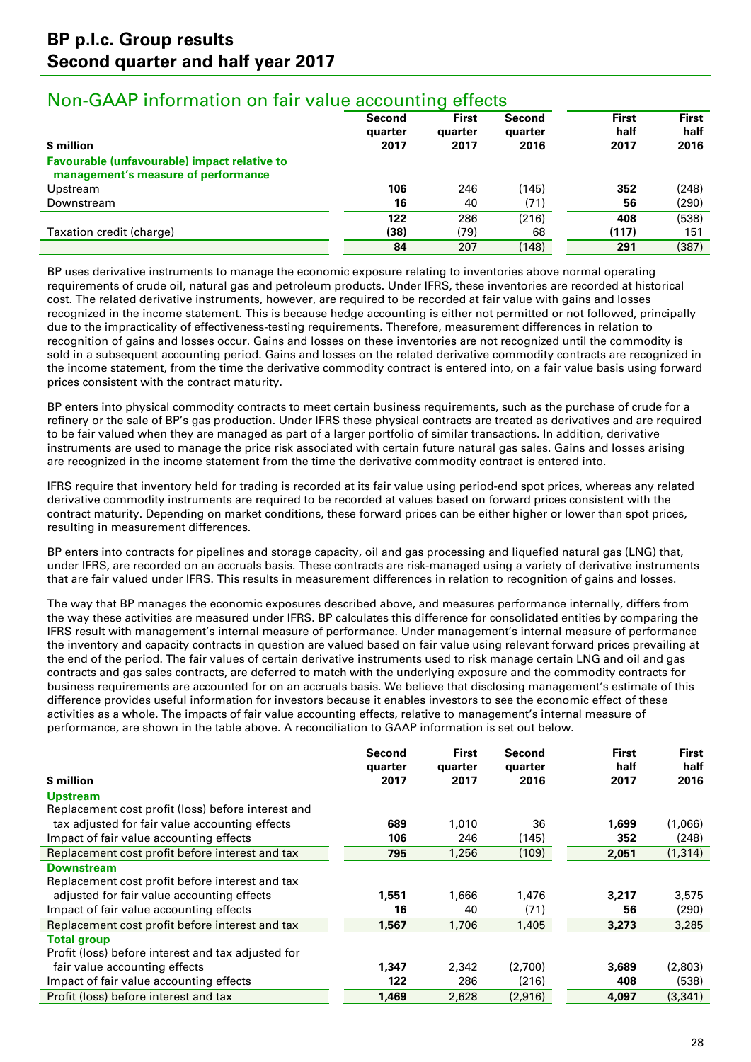## Non-GAAP information on fair value accounting effects

| $ million | Second quarter 2017 | First quarter 2017 | Second quarter 2016 | First half 2017 | First half 2016 |
|---|---|---|---|---|---|
| **Favourable (unfavourable) impact relative to management's measure of performance** | | | | | |
| Upstream | **106** | 246 | (145) | **352** | (248) |
| Downstream | **16** | 40 | (71) | **56** | (290) |
| | **122** | 286 | (216) | **408** | (538) |
| Taxation credit (charge) | **(38)** | (79) | 68 | **(117)** | 151 |
| | **84** | 207 | (148) | **291** | (387) |

BP uses derivative instruments to manage the economic exposure relating to inventories above normal operating requirements of crude oil, natural gas and petroleum products. Under IFRS, these inventories are recorded at historical cost. The related derivative instruments, however, are required to be recorded at fair value with gains and losses recognized in the income statement. This is because hedge accounting is either not permitted or not followed, principally due to the impracticality of effectiveness-testing requirements. Therefore, measurement differences in relation to recognition of gains and losses occur. Gains and losses on these inventories are not recognized until the commodity is sold in a subsequent accounting period. Gains and losses on the related derivative commodity contracts are recognized in the income statement, from the time the derivative commodity contract is entered into, on a fair value basis using forward prices consistent with the contract maturity.

BP enters into physical commodity contracts to meet certain business requirements, such as the purchase of crude for a refinery or the sale of BP's gas production. Under IFRS these physical contracts are treated as derivatives and are required to be fair valued when they are managed as part of a larger portfolio of similar transactions. In addition, derivative instruments are used to manage the price risk associated with certain future natural gas sales. Gains and losses arising are recognized in the income statement from the time the derivative commodity contract is entered into.

IFRS require that inventory held for trading is recorded at its fair value using period-end spot prices, whereas any related derivative commodity instruments are required to be recorded at values based on forward prices consistent with the contract maturity. Depending on market conditions, these forward prices can be either higher or lower than spot prices, resulting in measurement differences.

BP enters into contracts for pipelines and storage capacity, oil and gas processing and liquefied natural gas (LNG) that, under IFRS, are recorded on an accruals basis. These contracts are risk-managed using a variety of derivative instruments that are fair valued under IFRS. This results in measurement differences in relation to recognition of gains and losses.

The way that BP manages the economic exposures described above, and measures performance internally, differs from the way these activities are measured under IFRS. BP calculates this difference for consolidated entities by comparing the IFRS result with management's internal measure of performance. Under management's internal measure of performance the inventory and capacity contracts in question are valued based on fair value using relevant forward prices prevailing at the end of the period. The fair values of certain derivative instruments used to risk manage certain LNG and oil and gas contracts and gas sales contracts, are deferred to match with the underlying exposure and the commodity contracts for business requirements are accounted for on an accruals basis. We believe that disclosing management's estimate of this difference provides useful information for investors because it enables investors to see the economic effect of these activities as a whole. The impacts of fair value accounting effects, relative to management's internal measure of performance, are shown in the table above. A reconciliation to GAAP information is set out below.

| $ million | Second quarter 2017 | First quarter 2017 | Second quarter 2016 | First half 2017 | First half 2016 |
|---|---|---|---|---|---|
| **Upstream** | | | | | |
| Replacement cost profit (loss) before interest and tax adjusted for fair value accounting effects | **689** | 1,010 | 36 | **1,699** | (1,066) |
| Impact of fair value accounting effects | **106** | 246 | (145) | **352** | (248) |
| Replacement cost profit before interest and tax | **795** | 1,256 | (109) | **2,051** | (1,314) |
| **Downstream** | | | | | |
| Replacement cost profit before interest and tax adjusted for fair value accounting effects | **1,551** | 1,666 | 1,476 | **3,217** | 3,575 |
| Impact of fair value accounting effects | **16** | 40 | (71) | **56** | (290) |
| Replacement cost profit before interest and tax | **1,567** | 1,706 | 1,405 | **3,273** | 3,285 |
| **Total group** | | | | | |
| Profit (loss) before interest and tax adjusted for fair value accounting effects | **1,347** | 2,342 | (2,700) | **3,689** | (2,803) |
| Impact of fair value accounting effects | **122** | 286 | (216) | **408** | (538) |
| Profit (loss) before interest and tax | **1,469** | 2,628 | (2,916) | **4,097** | (3,341) |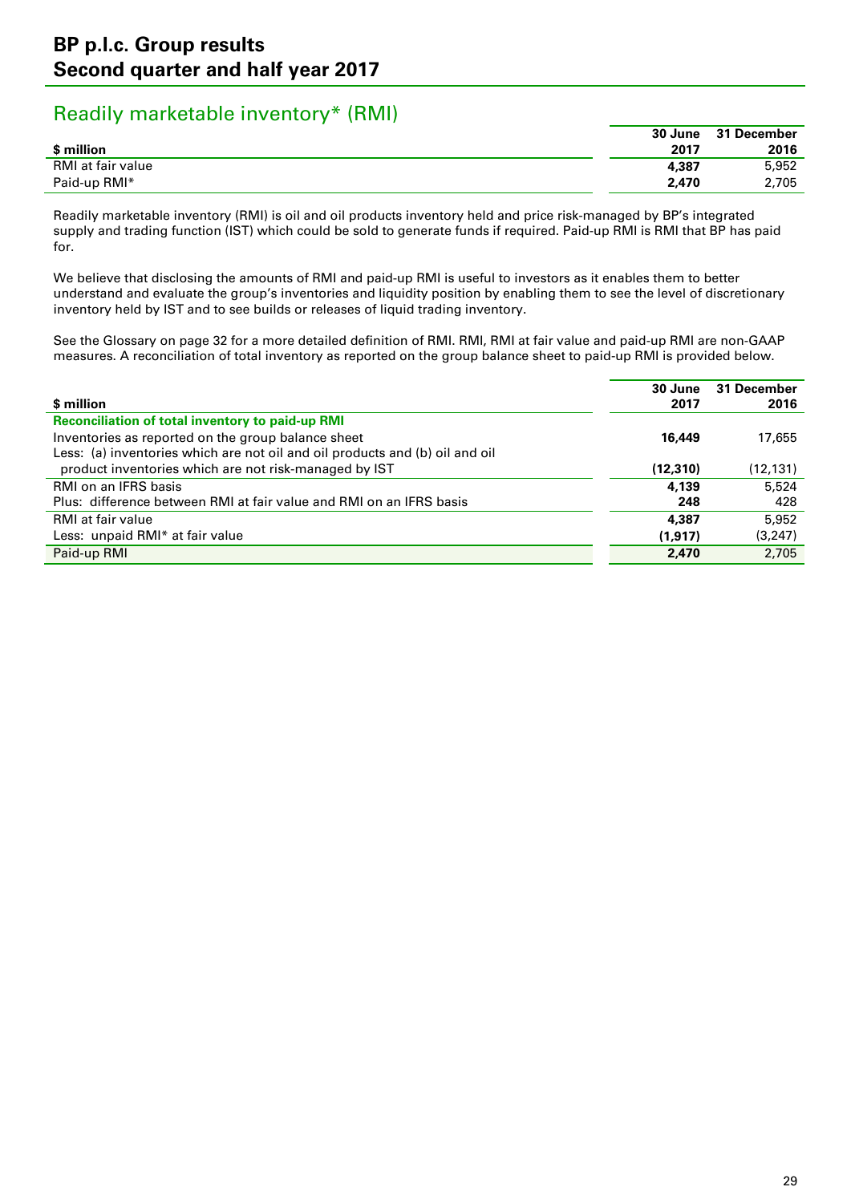# BP p.l.c. Group results
# Second quarter and half year 2017

## Readily marketable inventory* (RMI)

| $ million | 30 June 2017 | 31 December 2016 |
|---|---|---|
| RMI at fair value | **4,387** | 5,952 |
| Paid-up RMI* | **2,470** | 2,705 |

Readily marketable inventory (RMI) is oil and oil products inventory held and price risk-managed by BP's integrated supply and trading function (IST) which could be sold to generate funds if required. Paid-up RMI is RMI that BP has paid for.

We believe that disclosing the amounts of RMI and paid-up RMI is useful to investors as it enables them to better understand and evaluate the group's inventories and liquidity position by enabling them to see the level of discretionary inventory held by IST and to see builds or releases of liquid trading inventory.

See the Glossary on page 32 for a more detailed definition of RMI. RMI, RMI at fair value and paid-up RMI are non-GAAP measures. A reconciliation of total inventory as reported on the group balance sheet to paid-up RMI is provided below.

| $ million | 30 June 2017 | 31 December 2016 |
|---|---|---|
| **Reconciliation of total inventory to paid-up RMI** | | |
| Inventories as reported on the group balance sheet | **16,449** | 17,655 |
| Less: (a) inventories which are not oil and oil products and (b) oil and oil product inventories which are not risk-managed by IST | **(12,310)** | (12,131) |
| RMI on an IFRS basis | **4,139** | 5,524 |
| Plus: difference between RMI at fair value and RMI on an IFRS basis | **248** | 428 |
| RMI at fair value | **4,387** | 5,952 |
| Less: unpaid RMI* at fair value | **(1,917)** | (3,247) |
| Paid-up RMI | **2,470** | 2,705 |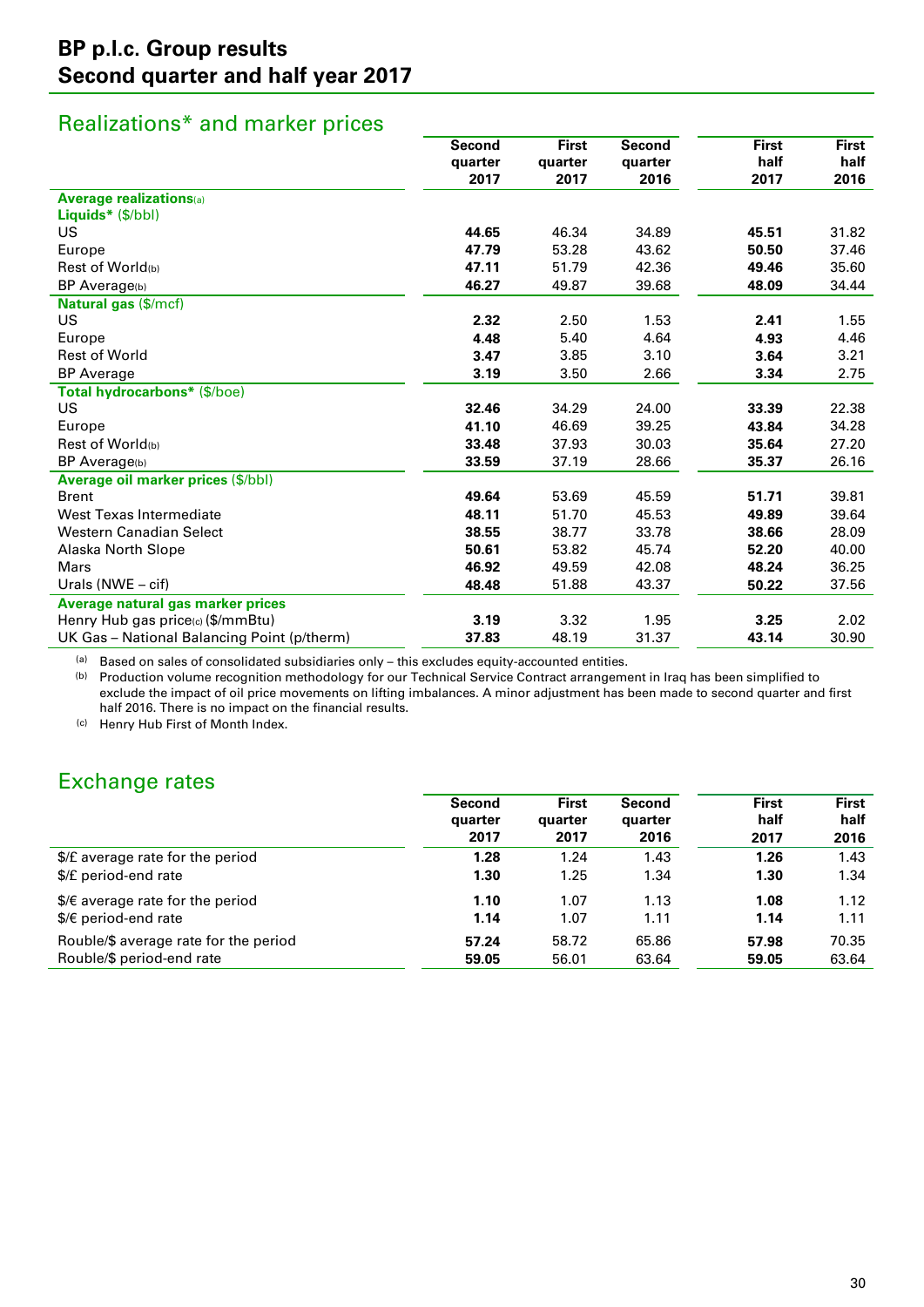# BP p.l.c. Group results
## Second quarter and half year 2017

## Realizations* and marker prices

| | Second quarter 2017 | First quarter 2017 | Second quarter 2016 | First half 2017 | First half 2016 |
|---|---|---|---|---|---|
| **Average realizations**[(a)] | | | | | |
| **Liquids*** ($/bbl) | | | | | |
| US | **44.65** | 46.34 | 34.89 | **45.51** | 31.82 |
| Europe | **47.79** | 53.28 | 43.62 | **50.50** | 37.46 |
| Rest of World[(b)] | **47.11** | 51.79 | 42.36 | **49.46** | 35.60 |
| BP Average[(b)] | **46.27** | 49.87 | 39.68 | **48.09** | 34.44 |
| **Natural gas** ($/mcf) | | | | | |
| US | **2.32** | 2.50 | 1.53 | **2.41** | 1.55 |
| Europe | **4.48** | 5.40 | 4.64 | **4.93** | 4.46 |
| Rest of World | **3.47** | 3.85 | 3.10 | **3.64** | 3.21 |
| BP Average | **3.19** | 3.50 | 2.66 | **3.34** | 2.75 |
| **Total hydrocarbons*** ($/boe) | | | | | |
| US | **32.46** | 34.29 | 24.00 | **33.39** | 22.38 |
| Europe | **41.10** | 46.69 | 39.25 | **43.84** | 34.28 |
| Rest of World[(b)] | **33.48** | 37.93 | 30.03 | **35.64** | 27.20 |
| BP Average[(b)] | **33.59** | 37.19 | 28.66 | **35.37** | 26.16 |
| **Average oil marker prices** ($/bbl) | | | | | |
| Brent | **49.64** | 53.69 | 45.59 | **51.71** | 39.81 |
| West Texas Intermediate | **48.11** | 51.70 | 45.53 | **49.89** | 39.64 |
| Western Canadian Select | **38.55** | 38.77 | 33.78 | **38.66** | 28.09 |
| Alaska North Slope | **50.61** | 53.82 | 45.74 | **52.20** | 40.00 |
| Mars | **46.92** | 49.59 | 42.08 | **48.24** | 36.25 |
| Urals (NWE – cif) | **48.48** | 51.88 | 43.37 | **50.22** | 37.56 |
| **Average natural gas marker prices** | | | | | |
| Henry Hub gas price[(c)] ($/mmBtu) | **3.19** | 3.32 | 1.95 | **3.25** | 2.02 |
| UK Gas – National Balancing Point (p/therm) | **37.83** | 48.19 | 31.37 | **43.14** | 30.90 |

(a) Based on sales of consolidated subsidiaries only – this excludes equity-accounted entities.

(b) Production volume recognition methodology for our Technical Service Contract arrangement in Iraq has been simplified to exclude the impact of oil price movements on lifting imbalances. A minor adjustment has been made to second quarter and first half 2016. There is no impact on the financial results.

(c) Henry Hub First of Month Index.

## Exchange rates

| | Second quarter 2017 | First quarter 2017 | Second quarter 2016 | First half 2017 | First half 2016 |
|---|---|---|---|---|---|
| $/£ average rate for the period | **1.28** | 1.24 | 1.43 | **1.26** | 1.43 |
| $/£ period-end rate | **1.30** | 1.25 | 1.34 | **1.30** | 1.34 |
| $/€ average rate for the period | **1.10** | 1.07 | 1.13 | **1.08** | 1.12 |
| $/€ period-end rate | **1.14** | 1.07 | 1.11 | **1.14** | 1.11 |
| Rouble/$ average rate for the period | **57.24** | 58.72 | 65.86 | **57.98** | 70.35 |
| Rouble/$ period-end rate | **59.05** | 56.01 | 63.64 | **59.05** | 63.64 |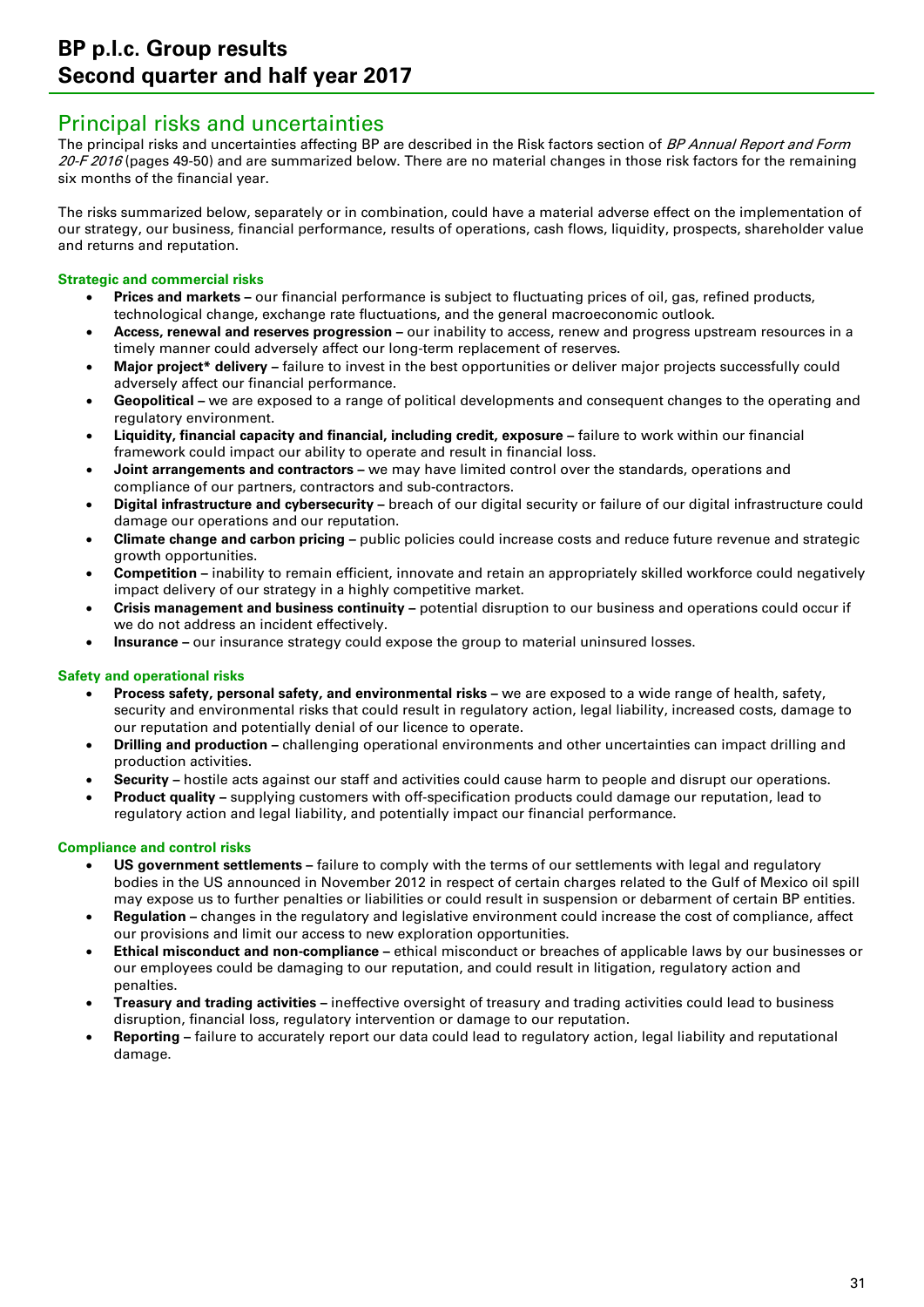## Principal risks and uncertainties

The principal risks and uncertainties affecting BP are described in the Risk factors section of *BP Annual Report and Form 20-F 2016* (pages 49-50) and are summarized below. There are no material changes in those risk factors for the remaining six months of the financial year.

The risks summarized below, separately or in combination, could have a material adverse effect on the implementation of our strategy, our business, financial performance, results of operations, cash flows, liquidity, prospects, shareholder value and returns and reputation.

### Strategic and commercial risks

- **Prices and markets –** our financial performance is subject to fluctuating prices of oil, gas, refined products, technological change, exchange rate fluctuations, and the general macroeconomic outlook.
- **Access, renewal and reserves progression –** our inability to access, renew and progress upstream resources in a timely manner could adversely affect our long-term replacement of reserves.
- **Major project* delivery –** failure to invest in the best opportunities or deliver major projects successfully could adversely affect our financial performance.
- **Geopolitical –** we are exposed to a range of political developments and consequent changes to the operating and regulatory environment.
- **Liquidity, financial capacity and financial, including credit, exposure –** failure to work within our financial framework could impact our ability to operate and result in financial loss.
- **Joint arrangements and contractors –** we may have limited control over the standards, operations and compliance of our partners, contractors and sub-contractors.
- **Digital infrastructure and cybersecurity –** breach of our digital security or failure of our digital infrastructure could damage our operations and our reputation.
- **Climate change and carbon pricing –** public policies could increase costs and reduce future revenue and strategic growth opportunities.
- **Competition –** inability to remain efficient, innovate and retain an appropriately skilled workforce could negatively impact delivery of our strategy in a highly competitive market.
- **Crisis management and business continuity –** potential disruption to our business and operations could occur if we do not address an incident effectively.
- **Insurance –** our insurance strategy could expose the group to material uninsured losses.

### Safety and operational risks

- **Process safety, personal safety, and environmental risks –** we are exposed to a wide range of health, safety, security and environmental risks that could result in regulatory action, legal liability, increased costs, damage to our reputation and potentially denial of our licence to operate.
- **Drilling and production –** challenging operational environments and other uncertainties can impact drilling and production activities.
- **Security –** hostile acts against our staff and activities could cause harm to people and disrupt our operations.
- **Product quality –** supplying customers with off-specification products could damage our reputation, lead to regulatory action and legal liability, and potentially impact our financial performance.

### Compliance and control risks

- **US government settlements –** failure to comply with the terms of our settlements with legal and regulatory bodies in the US announced in November 2012 in respect of certain charges related to the Gulf of Mexico oil spill may expose us to further penalties or liabilities or could result in suspension or debarment of certain BP entities.
- **Regulation –** changes in the regulatory and legislative environment could increase the cost of compliance, affect our provisions and limit our access to new exploration opportunities.
- **Ethical misconduct and non-compliance –** ethical misconduct or breaches of applicable laws by our businesses or our employees could be damaging to our reputation, and could result in litigation, regulatory action and penalties.
- **Treasury and trading activities –** ineffective oversight of treasury and trading activities could lead to business disruption, financial loss, regulatory intervention or damage to our reputation.
- **Reporting –** failure to accurately report our data could lead to regulatory action, legal liability and reputational damage.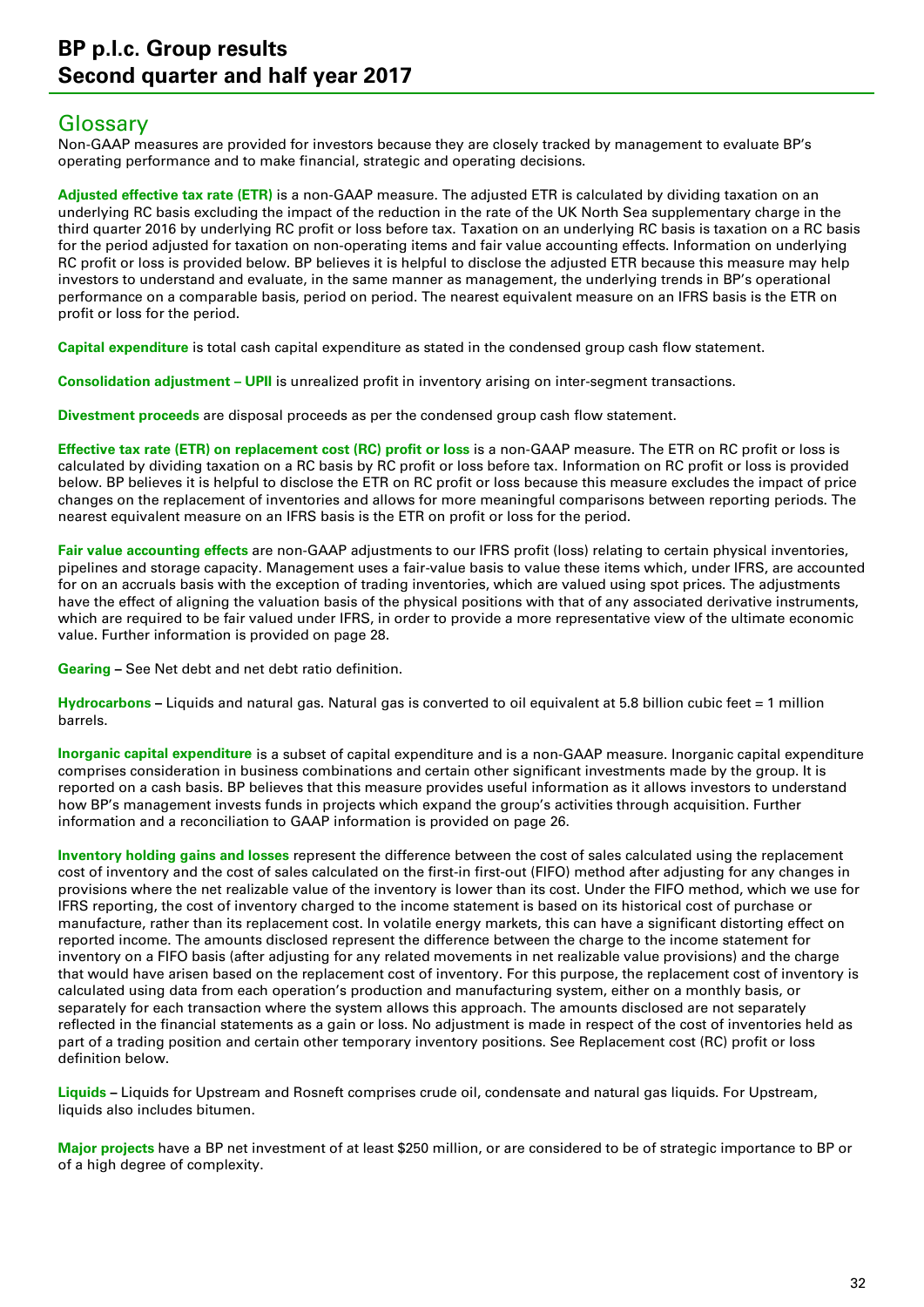## Glossary

Non-GAAP measures are provided for investors because they are closely tracked by management to evaluate BP's operating performance and to make financial, strategic and operating decisions.

**Adjusted effective tax rate (ETR)** is a non-GAAP measure. The adjusted ETR is calculated by dividing taxation on an underlying RC basis excluding the impact of the reduction in the rate of the UK North Sea supplementary charge in the third quarter 2016 by underlying RC profit or loss before tax. Taxation on an underlying RC basis is taxation on a RC basis for the period adjusted for taxation on non-operating items and fair value accounting effects. Information on underlying RC profit or loss is provided below. BP believes it is helpful to disclose the adjusted ETR because this measure may help investors to understand and evaluate, in the same manner as management, the underlying trends in BP's operational performance on a comparable basis, period on period. The nearest equivalent measure on an IFRS basis is the ETR on profit or loss for the period.

**Capital expenditure** is total cash capital expenditure as stated in the condensed group cash flow statement.

**Consolidation adjustment – UPII** is unrealized profit in inventory arising on inter-segment transactions.

**Divestment proceeds** are disposal proceeds as per the condensed group cash flow statement.

**Effective tax rate (ETR) on replacement cost (RC) profit or loss** is a non-GAAP measure. The ETR on RC profit or loss is calculated by dividing taxation on a RC basis by RC profit or loss before tax. Information on RC profit or loss is provided below. BP believes it is helpful to disclose the ETR on RC profit or loss because this measure excludes the impact of price changes on the replacement of inventories and allows for more meaningful comparisons between reporting periods. The nearest equivalent measure on an IFRS basis is the ETR on profit or loss for the period.

**Fair value accounting effects** are non-GAAP adjustments to our IFRS profit (loss) relating to certain physical inventories, pipelines and storage capacity. Management uses a fair-value basis to value these items which, under IFRS, are accounted for on an accruals basis with the exception of trading inventories, which are valued using spot prices. The adjustments have the effect of aligning the valuation basis of the physical positions with that of any associated derivative instruments, which are required to be fair valued under IFRS, in order to provide a more representative view of the ultimate economic value. Further information is provided on page 28.

**Gearing** – See Net debt and net debt ratio definition.

**Hydrocarbons** – Liquids and natural gas. Natural gas is converted to oil equivalent at 5.8 billion cubic feet = 1 million barrels.

**Inorganic capital expenditure** is a subset of capital expenditure and is a non-GAAP measure. Inorganic capital expenditure comprises consideration in business combinations and certain other significant investments made by the group. It is reported on a cash basis. BP believes that this measure provides useful information as it allows investors to understand how BP's management invests funds in projects which expand the group's activities through acquisition. Further information and a reconciliation to GAAP information is provided on page 26.

**Inventory holding gains and losses** represent the difference between the cost of sales calculated using the replacement cost of inventory and the cost of sales calculated on the first-in first-out (FIFO) method after adjusting for any changes in provisions where the net realizable value of the inventory is lower than its cost. Under the FIFO method, which we use for IFRS reporting, the cost of inventory charged to the income statement is based on its historical cost of purchase or manufacture, rather than its replacement cost. In volatile energy markets, this can have a significant distorting effect on reported income. The amounts disclosed represent the difference between the charge to the income statement for inventory on a FIFO basis (after adjusting for any related movements in net realizable value provisions) and the charge that would have arisen based on the replacement cost of inventory. For this purpose, the replacement cost of inventory is calculated using data from each operation's production and manufacturing system, either on a monthly basis, or separately for each transaction where the system allows this approach. The amounts disclosed are not separately reflected in the financial statements as a gain or loss. No adjustment is made in respect of the cost of inventories held as part of a trading position and certain other temporary inventory positions. See Replacement cost (RC) profit or loss definition below.

**Liquids** – Liquids for Upstream and Rosneft comprises crude oil, condensate and natural gas liquids. For Upstream, liquids also includes bitumen.

**Major projects** have a BP net investment of at least $250 million, or are considered to be of strategic importance to BP or of a high degree of complexity.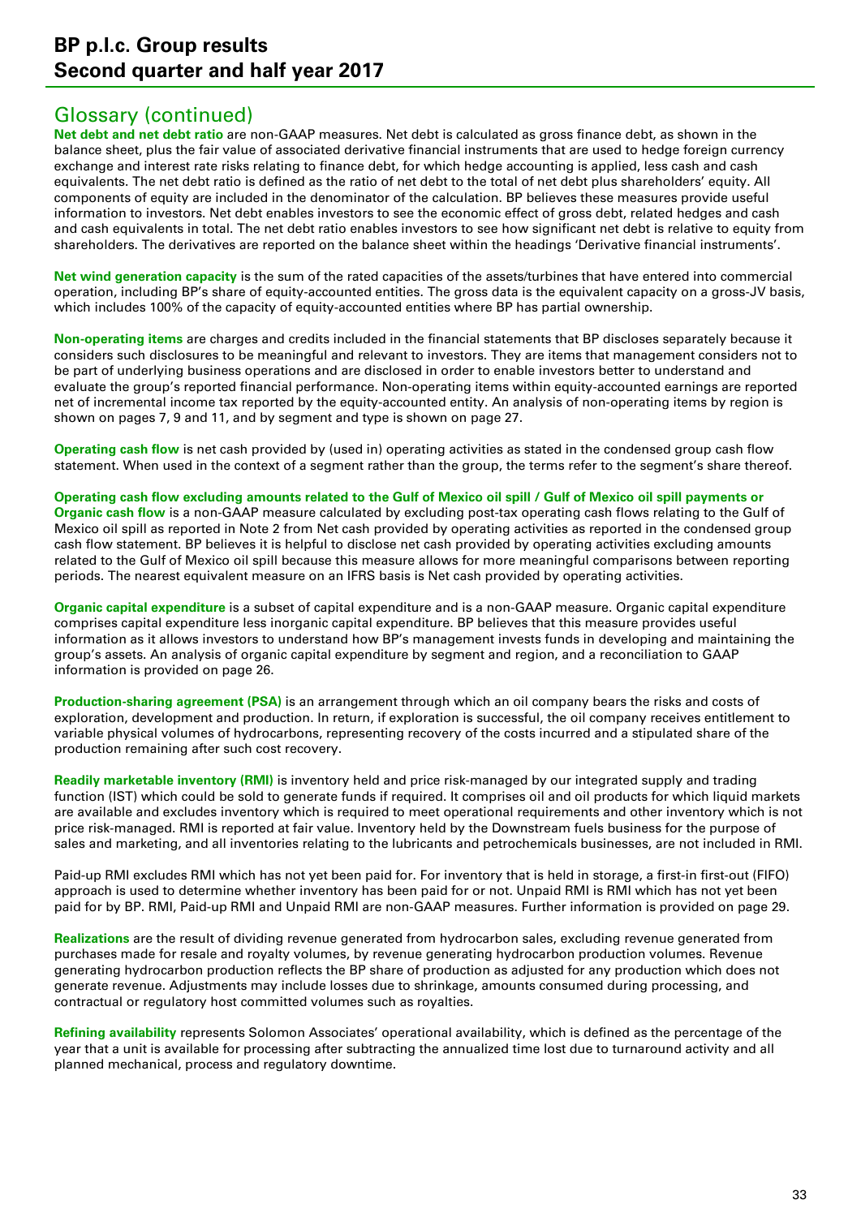## Glossary (continued)

**Net debt and net debt ratio** are non-GAAP measures. Net debt is calculated as gross finance debt, as shown in the balance sheet, plus the fair value of associated derivative financial instruments that are used to hedge foreign currency exchange and interest rate risks relating to finance debt, for which hedge accounting is applied, less cash and cash equivalents. The net debt ratio is defined as the ratio of net debt to the total of net debt plus shareholders' equity. All components of equity are included in the denominator of the calculation. BP believes these measures provide useful information to investors. Net debt enables investors to see the economic effect of gross debt, related hedges and cash and cash equivalents in total. The net debt ratio enables investors to see how significant net debt is relative to equity from shareholders. The derivatives are reported on the balance sheet within the headings 'Derivative financial instruments'.

**Net wind generation capacity** is the sum of the rated capacities of the assets/turbines that have entered into commercial operation, including BP's share of equity-accounted entities. The gross data is the equivalent capacity on a gross-JV basis, which includes 100% of the capacity of equity-accounted entities where BP has partial ownership.

**Non-operating items** are charges and credits included in the financial statements that BP discloses separately because it considers such disclosures to be meaningful and relevant to investors. They are items that management considers not to be part of underlying business operations and are disclosed in order to enable investors better to understand and evaluate the group's reported financial performance. Non-operating items within equity-accounted earnings are reported net of incremental income tax reported by the equity-accounted entity. An analysis of non-operating items by region is shown on pages 7, 9 and 11, and by segment and type is shown on page 27.

**Operating cash flow** is net cash provided by (used in) operating activities as stated in the condensed group cash flow statement. When used in the context of a segment rather than the group, the terms refer to the segment's share thereof.

**Operating cash flow excluding amounts related to the Gulf of Mexico oil spill / Gulf of Mexico oil spill payments or Organic cash flow** is a non-GAAP measure calculated by excluding post-tax operating cash flows relating to the Gulf of Mexico oil spill as reported in Note 2 from Net cash provided by operating activities as reported in the condensed group cash flow statement. BP believes it is helpful to disclose net cash provided by operating activities excluding amounts related to the Gulf of Mexico oil spill because this measure allows for more meaningful comparisons between reporting periods. The nearest equivalent measure on an IFRS basis is Net cash provided by operating activities.

**Organic capital expenditure** is a subset of capital expenditure and is a non-GAAP measure. Organic capital expenditure comprises capital expenditure less inorganic capital expenditure. BP believes that this measure provides useful information as it allows investors to understand how BP's management invests funds in developing and maintaining the group's assets. An analysis of organic capital expenditure by segment and region, and a reconciliation to GAAP information is provided on page 26.

**Production-sharing agreement (PSA)** is an arrangement through which an oil company bears the risks and costs of exploration, development and production. In return, if exploration is successful, the oil company receives entitlement to variable physical volumes of hydrocarbons, representing recovery of the costs incurred and a stipulated share of the production remaining after such cost recovery.

**Readily marketable inventory (RMI)** is inventory held and price risk-managed by our integrated supply and trading function (IST) which could be sold to generate funds if required. It comprises oil and oil products for which liquid markets are available and excludes inventory which is required to meet operational requirements and other inventory which is not price risk-managed. RMI is reported at fair value. Inventory held by the Downstream fuels business for the purpose of sales and marketing, and all inventories relating to the lubricants and petrochemicals businesses, are not included in RMI.

Paid-up RMI excludes RMI which has not yet been paid for. For inventory that is held in storage, a first-in first-out (FIFO) approach is used to determine whether inventory has been paid for or not. Unpaid RMI is RMI which has not yet been paid for by BP. RMI, Paid-up RMI and Unpaid RMI are non-GAAP measures. Further information is provided on page 29.

**Realizations** are the result of dividing revenue generated from hydrocarbon sales, excluding revenue generated from purchases made for resale and royalty volumes, by revenue generating hydrocarbon production volumes. Revenue generating hydrocarbon production reflects the BP share of production as adjusted for any production which does not generate revenue. Adjustments may include losses due to shrinkage, amounts consumed during processing, and contractual or regulatory host committed volumes such as royalties.

**Refining availability** represents Solomon Associates' operational availability, which is defined as the percentage of the year that a unit is available for processing after subtracting the annualized time lost due to turnaround activity and all planned mechanical, process and regulatory downtime.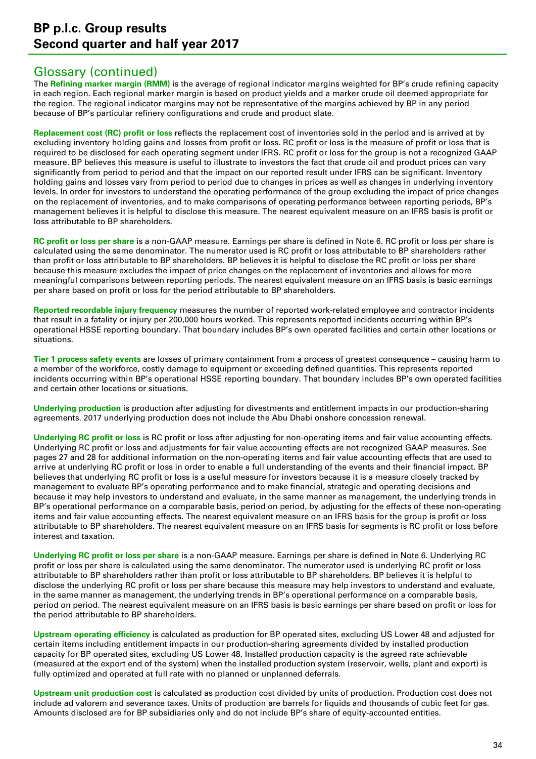## Glossary (continued)

The **Refining marker margin (RMM)** is the average of regional indicator margins weighted for BP's crude refining capacity in each region. Each regional marker margin is based on product yields and a marker crude oil deemed appropriate for the region. The regional indicator margins may not be representative of the margins achieved by BP in any period because of BP's particular refinery configurations and crude and product slate.

**Replacement cost (RC) profit or loss** reflects the replacement cost of inventories sold in the period and is arrived at by excluding inventory holding gains and losses from profit or loss. RC profit or loss is the measure of profit or loss that is required to be disclosed for each operating segment under IFRS. RC profit or loss for the group is not a recognized GAAP measure. BP believes this measure is useful to illustrate to investors the fact that crude oil and product prices can vary significantly from period to period and that the impact on our reported result under IFRS can be significant. Inventory holding gains and losses vary from period to period due to changes in prices as well as changes in underlying inventory levels. In order for investors to understand the operating performance of the group excluding the impact of price changes on the replacement of inventories, and to make comparisons of operating performance between reporting periods, BP's management believes it is helpful to disclose this measure. The nearest equivalent measure on an IFRS basis is profit or loss attributable to BP shareholders.

**RC profit or loss per share** is a non-GAAP measure. Earnings per share is defined in Note 6. RC profit or loss per share is calculated using the same denominator. The numerator used is RC profit or loss attributable to BP shareholders rather than profit or loss attributable to BP shareholders. BP believes it is helpful to disclose the RC profit or loss per share because this measure excludes the impact of price changes on the replacement of inventories and allows for more meaningful comparisons between reporting periods. The nearest equivalent measure on an IFRS basis is basic earnings per share based on profit or loss for the period attributable to BP shareholders.

**Reported recordable injury frequency** measures the number of reported work-related employee and contractor incidents that result in a fatality or injury per 200,000 hours worked. This represents reported incidents occurring within BP's operational HSSE reporting boundary. That boundary includes BP's own operated facilities and certain other locations or situations.

**Tier 1 process safety events** are losses of primary containment from a process of greatest consequence – causing harm to a member of the workforce, costly damage to equipment or exceeding defined quantities. This represents reported incidents occurring within BP's operational HSSE reporting boundary. That boundary includes BP's own operated facilities and certain other locations or situations.

**Underlying production** is production after adjusting for divestments and entitlement impacts in our production-sharing agreements. 2017 underlying production does not include the Abu Dhabi onshore concession renewal.

**Underlying RC profit or loss** is RC profit or loss after adjusting for non-operating items and fair value accounting effects. Underlying RC profit or loss and adjustments for fair value accounting effects are not recognized GAAP measures. See pages 27 and 28 for additional information on the non-operating items and fair value accounting effects that are used to arrive at underlying RC profit or loss in order to enable a full understanding of the events and their financial impact. BP believes that underlying RC profit or loss is a useful measure for investors because it is a measure closely tracked by management to evaluate BP's operating performance and to make financial, strategic and operating decisions and because it may help investors to understand and evaluate, in the same manner as management, the underlying trends in BP's operational performance on a comparable basis, period on period, by adjusting for the effects of these non-operating items and fair value accounting effects. The nearest equivalent measure on an IFRS basis for the group is profit or loss attributable to BP shareholders. The nearest equivalent measure on an IFRS basis for segments is RC profit or loss before interest and taxation.

**Underlying RC profit or loss per share** is a non-GAAP measure. Earnings per share is defined in Note 6. Underlying RC profit or loss per share is calculated using the same denominator. The numerator used is underlying RC profit or loss attributable to BP shareholders rather than profit or loss attributable to BP shareholders. BP believes it is helpful to disclose the underlying RC profit or loss per share because this measure may help investors to understand and evaluate, in the same manner as management, the underlying trends in BP's operational performance on a comparable basis, period on period. The nearest equivalent measure on an IFRS basis is basic earnings per share based on profit or loss for the period attributable to BP shareholders.

**Upstream operating efficiency** is calculated as production for BP operated sites, excluding US Lower 48 and adjusted for certain items including entitlement impacts in our production-sharing agreements divided by installed production capacity for BP operated sites, excluding US Lower 48. Installed production capacity is the agreed rate achievable (measured at the export end of the system) when the installed production system (reservoir, wells, plant and export) is fully optimized and operated at full rate with no planned or unplanned deferrals.

**Upstream unit production cost** is calculated as production cost divided by units of production. Production cost does not include ad valorem and severance taxes. Units of production are barrels for liquids and thousands of cubic feet for gas. Amounts disclosed are for BP subsidiaries only and do not include BP's share of equity-accounted entities.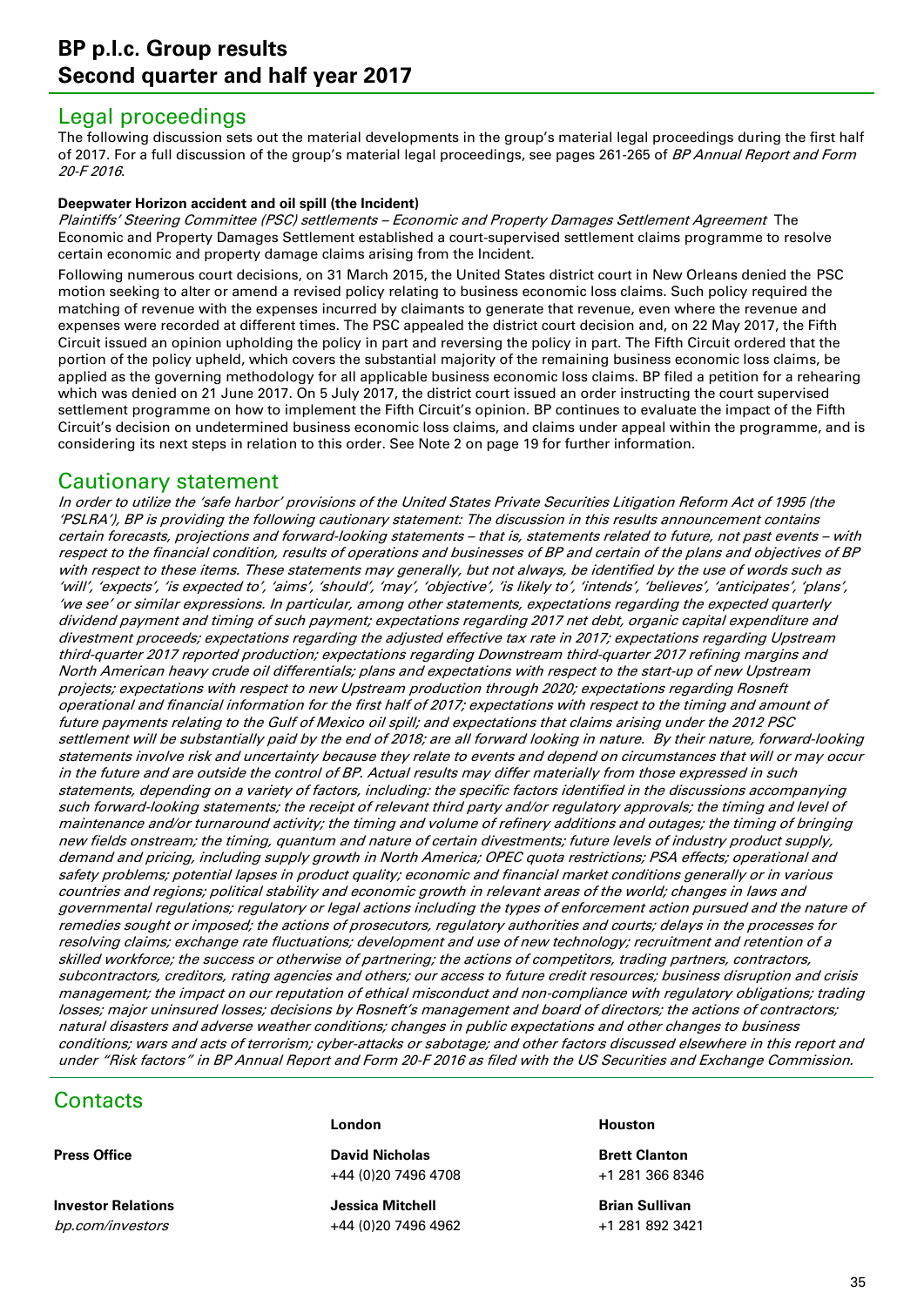## Legal proceedings

The following discussion sets out the material developments in the group's material legal proceedings during the first half of 2017. For a full discussion of the group's material legal proceedings, see pages 261-265 of *BP Annual Report and Form 20-F 2016*.

**Deepwater Horizon accident and oil spill (the Incident)**

*Plaintiffs' Steering Committee (PSC) settlements – Economic and Property Damages Settlement Agreement* The Economic and Property Damages Settlement established a court-supervised settlement claims programme to resolve certain economic and property damage claims arising from the Incident.

Following numerous court decisions, on 31 March 2015, the United States district court in New Orleans denied the PSC motion seeking to alter or amend a revised policy relating to business economic loss claims. Such policy required the matching of revenue with the expenses incurred by claimants to generate that revenue, even where the revenue and expenses were recorded at different times. The PSC appealed the district court decision and, on 22 May 2017, the Fifth Circuit issued an opinion upholding the policy in part and reversing the policy in part. The Fifth Circuit ordered that the portion of the policy upheld, which covers the substantial majority of the remaining business economic loss claims, be applied as the governing methodology for all applicable business economic loss claims. BP filed a petition for a rehearing which was denied on 21 June 2017. On 5 July 2017, the district court issued an order instructing the court supervised settlement programme on how to implement the Fifth Circuit's opinion. BP continues to evaluate the impact of the Fifth Circuit's decision on undetermined business economic loss claims, and claims under appeal within the programme, and is considering its next steps in relation to this order. See Note 2 on page 19 for further information.

## Cautionary statement

*In order to utilize the 'safe harbor' provisions of the United States Private Securities Litigation Reform Act of 1995 (the 'PSLRA'), BP is providing the following cautionary statement: The discussion in this results announcement contains certain forecasts, projections and forward-looking statements – that is, statements related to future, not past events – with respect to the financial condition, results of operations and businesses of BP and certain of the plans and objectives of BP with respect to these items. These statements may generally, but not always, be identified by the use of words such as 'will', 'expects', 'is expected to', 'aims', 'should', 'may', 'objective', 'is likely to', 'intends', 'believes', 'anticipates', 'plans', 'we see' or similar expressions. In particular, among other statements, expectations regarding the expected quarterly dividend payment and timing of such payment; expectations regarding 2017 net debt, organic capital expenditure and divestment proceeds; expectations regarding the adjusted effective tax rate in 2017; expectations regarding Upstream third-quarter 2017 reported production; expectations regarding Downstream third-quarter 2017 refining margins and North American heavy crude oil differentials; plans and expectations with respect to the start-up of new Upstream projects; expectations with respect to new Upstream production through 2020; expectations regarding Rosneft operational and financial information for the first half of 2017; expectations with respect to the timing and amount of future payments relating to the Gulf of Mexico oil spill; and expectations that claims arising under the 2012 PSC settlement will be substantially paid by the end of 2018; are all forward looking in nature. By their nature, forward-looking statements involve risk and uncertainty because they relate to events and depend on circumstances that will or may occur in the future and are outside the control of BP. Actual results may differ materially from those expressed in such statements, depending on a variety of factors, including: the specific factors identified in the discussions accompanying such forward-looking statements; the receipt of relevant third party and/or regulatory approvals; the timing and level of maintenance and/or turnaround activity; the timing and volume of refinery additions and outages; the timing of bringing new fields onstream; the timing, quantum and nature of certain divestments; future levels of industry product supply, demand and pricing, including supply growth in North America; OPEC quota restrictions; PSA effects; operational and safety problems; potential lapses in product quality; economic and financial market conditions generally or in various countries and regions; political stability and economic growth in relevant areas of the world; changes in laws and governmental regulations; regulatory or legal actions including the types of enforcement action pursued and the nature of remedies sought or imposed; the actions of prosecutors, regulatory authorities and courts; delays in the processes for resolving claims; exchange rate fluctuations; development and use of new technology; recruitment and retention of a skilled workforce; the success or otherwise of partnering; the actions of competitors, trading partners, contractors, subcontractors, creditors, rating agencies and others; our access to future credit resources; business disruption and crisis management; the impact on our reputation of ethical misconduct and non-compliance with regulatory obligations; trading losses; major uninsured losses; decisions by Rosneft's management and board of directors; the actions of contractors; natural disasters and adverse weather conditions; changes in public expectations and other changes to business conditions; wars and acts of terrorism; cyber-attacks or sabotage; and other factors discussed elsewhere in this report and under "Risk factors" in BP Annual Report and Form 20-F 2016 as filed with the US Securities and Exchange Commission.*

## Contacts

| | London | Houston |
|---|---|---|
| **Press Office** | **David Nicholas**<br>+44 (0)20 7496 4708 | **Brett Clanton**<br>+1 281 366 8346 |
| **Investor Relations**<br>*bp.com/investors* | **Jessica Mitchell**<br>+44 (0)20 7496 4962 | **Brian Sullivan**<br>+1 281 892 3421 |